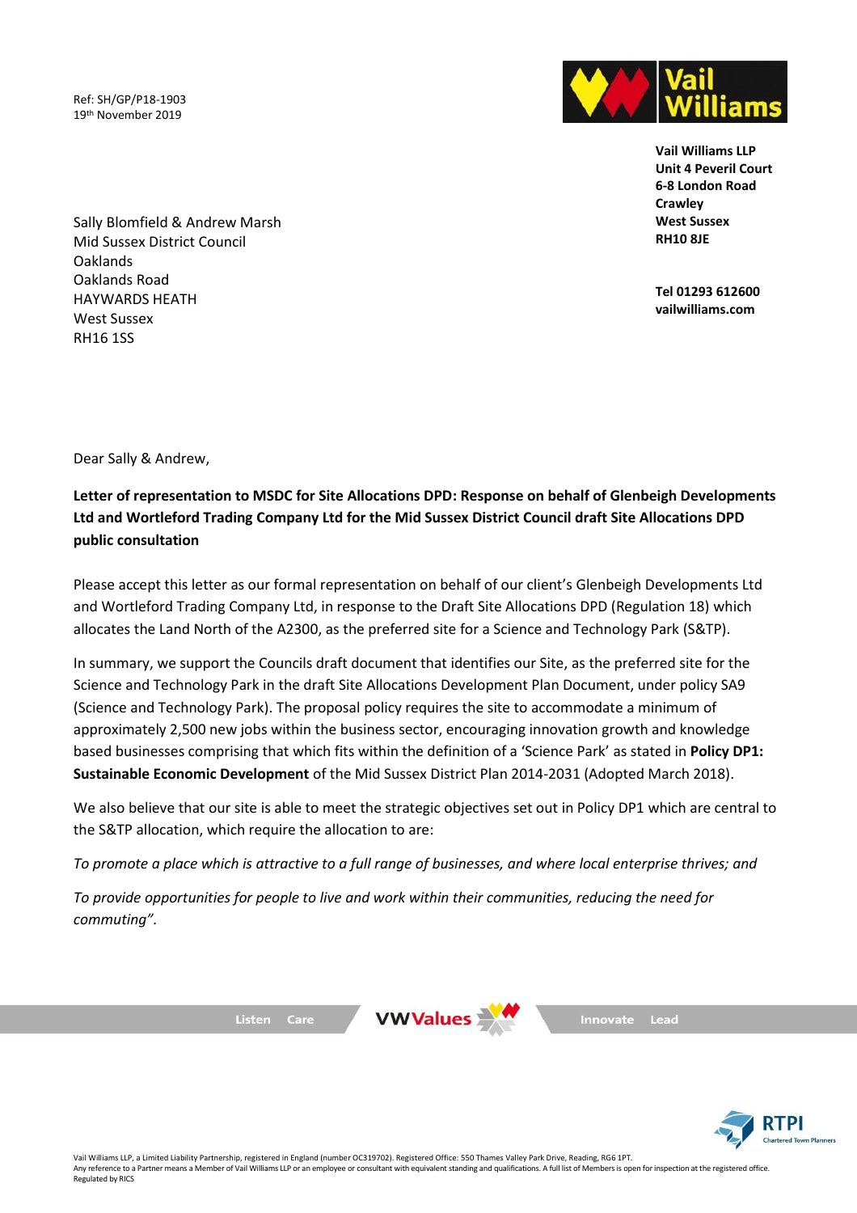Ref: SH/GP/P18-1903
19th November 2019

**Vail Williams LLP**
**Unit 4 Peveril Court**
**6-8 London Road**
**Crawley**
**West Sussex**
**RH10 8JE**

**Tel 01293 612600**
**vailwilliams.com**

Sally Blomfield & Andrew Marsh
Mid Sussex District Council
Oaklands
Oaklands Road
HAYWARDS HEATH
West Sussex
RH16 1SS

Dear Sally & Andrew,

**Letter of representation to MSDC for Site Allocations DPD: Response on behalf of Glenbeigh Developments Ltd and Wortleford Trading Company Ltd for the Mid Sussex District Council draft Site Allocations DPD public consultation**

Please accept this letter as our formal representation on behalf of our client's Glenbeigh Developments Ltd and Wortleford Trading Company Ltd, in response to the Draft Site Allocations DPD (Regulation 18) which allocates the Land North of the A2300, as the preferred site for a Science and Technology Park (S&TP).

In summary, we support the Councils draft document that identifies our Site, as the preferred site for the Science and Technology Park in the draft Site Allocations Development Plan Document, under policy SA9 (Science and Technology Park). The proposal policy requires the site to accommodate a minimum of approximately 2,500 new jobs within the business sector, encouraging innovation growth and knowledge based businesses comprising that which fits within the definition of a 'Science Park' as stated in **Policy DP1: Sustainable Economic Development** of the Mid Sussex District Plan 2014-2031 (Adopted March 2018).

We also believe that our site is able to meet the strategic objectives set out in Policy DP1 which are central to the S&TP allocation, which require the allocation to are:

*To promote a place which is attractive to a full range of businesses, and where local enterprise thrives; and*

*To provide opportunities for people to live and work within their communities, reducing the need for commuting".*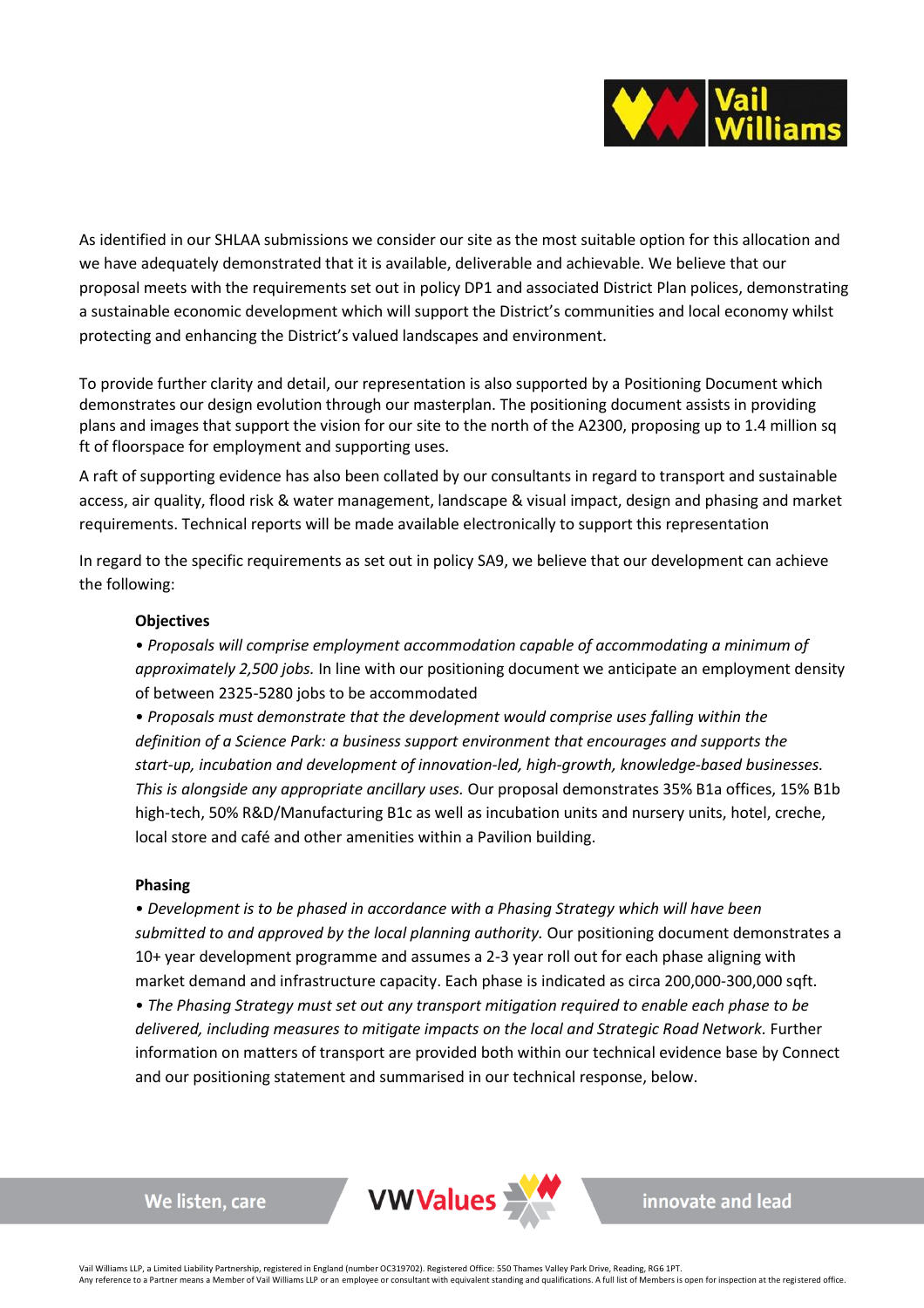As identified in our SHLAA submissions we consider our site as the most suitable option for this allocation and we have adequately demonstrated that it is available, deliverable and achievable. We believe that our proposal meets with the requirements set out in policy DP1 and associated District Plan polices, demonstrating a sustainable economic development which will support the District's communities and local economy whilst protecting and enhancing the District's valued landscapes and environment.

To provide further clarity and detail, our representation is also supported by a Positioning Document which demonstrates our design evolution through our masterplan. The positioning document assists in providing plans and images that support the vision for our site to the north of the A2300, proposing up to 1.4 million sq ft of floorspace for employment and supporting uses.

A raft of supporting evidence has also been collated by our consultants in regard to transport and sustainable access, air quality, flood risk & water management, landscape & visual impact, design and phasing and market requirements. Technical reports will be made available electronically to support this representation

In regard to the specific requirements as set out in policy SA9, we believe that our development can achieve the following:

**Objectives**

- *Proposals will comprise employment accommodation capable of accommodating a minimum of approximately 2,500 jobs.* In line with our positioning document we anticipate an employment density of between 2325-5280 jobs to be accommodated
- *Proposals must demonstrate that the development would comprise uses falling within the definition of a Science Park: a business support environment that encourages and supports the start-up, incubation and development of innovation-led, high-growth, knowledge-based businesses. This is alongside any appropriate ancillary uses.* Our proposal demonstrates 35% B1a offices, 15% B1b high-tech, 50% R&D/Manufacturing B1c as well as incubation units and nursery units, hotel, creche, local store and café and other amenities within a Pavilion building.

**Phasing**

- *Development is to be phased in accordance with a Phasing Strategy which will have been submitted to and approved by the local planning authority.* Our positioning document demonstrates a 10+ year development programme and assumes a 2-3 year roll out for each phase aligning with market demand and infrastructure capacity. Each phase is indicated as circa 200,000-300,000 sqft.
- *The Phasing Strategy must set out any transport mitigation required to enable each phase to be delivered, including measures to mitigate impacts on the local and Strategic Road Network.* Further information on matters of transport are provided both within our technical evidence base by Connect and our positioning statement and summarised in our technical response, below.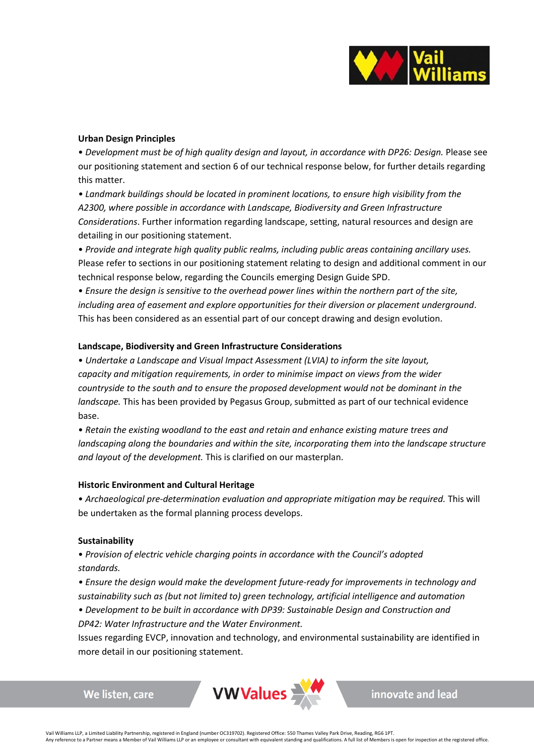**Urban Design Principles**

• *Development must be of high quality design and layout, in accordance with DP26: Design.* Please see our positioning statement and section 6 of our technical response below, for further details regarding this matter.

• *Landmark buildings should be located in prominent locations, to ensure high visibility from the A2300, where possible in accordance with Landscape, Biodiversity and Green Infrastructure Considerations*. Further information regarding landscape, setting, natural resources and design are detailing in our positioning statement.

• *Provide and integrate high quality public realms, including public areas containing ancillary uses.* Please refer to sections in our positioning statement relating to design and additional comment in our technical response below, regarding the Councils emerging Design Guide SPD.

• *Ensure the design is sensitive to the overhead power lines within the northern part of the site, including area of easement and explore opportunities for their diversion or placement underground*. This has been considered as an essential part of our concept drawing and design evolution.

**Landscape, Biodiversity and Green Infrastructure Considerations**

• *Undertake a Landscape and Visual Impact Assessment (LVIA) to inform the site layout, capacity and mitigation requirements, in order to minimise impact on views from the wider countryside to the south and to ensure the proposed development would not be dominant in the landscape.* This has been provided by Pegasus Group, submitted as part of our technical evidence base.

• *Retain the existing woodland to the east and retain and enhance existing mature trees and landscaping along the boundaries and within the site, incorporating them into the landscape structure and layout of the development.* This is clarified on our masterplan.

**Historic Environment and Cultural Heritage**

• *Archaeological pre-determination evaluation and appropriate mitigation may be required.* This will be undertaken as the formal planning process develops.

**Sustainability**

• *Provision of electric vehicle charging points in accordance with the Council's adopted standards.*

• *Ensure the design would make the development future-ready for improvements in technology and sustainability such as (but not limited to) green technology, artificial intelligence and automation*

• *Development to be built in accordance with DP39: Sustainable Design and Construction and DP42: Water Infrastructure and the Water Environment.*

Issues regarding EVCP, innovation and technology, and environmental sustainability are identified in more detail in our positioning statement.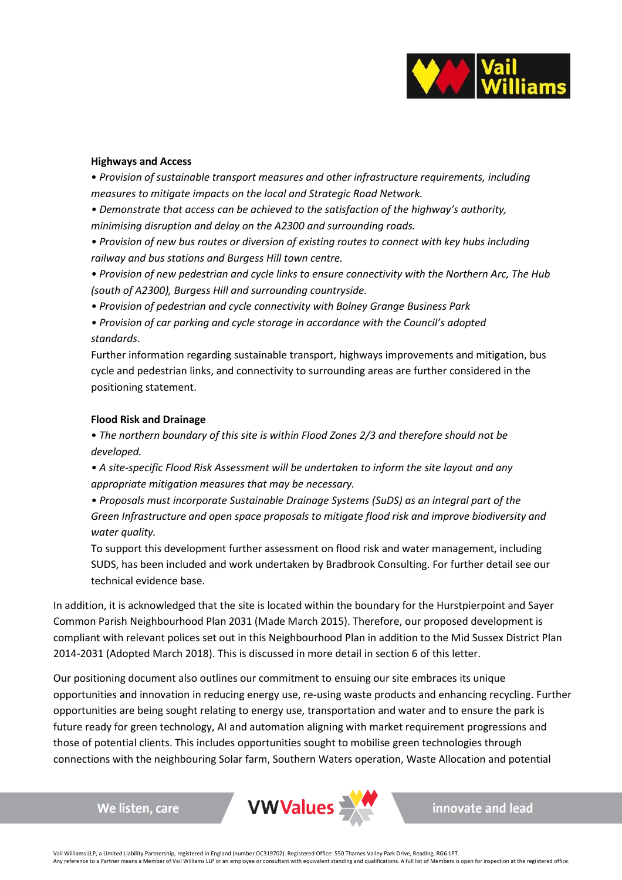**Highways and Access**

*• Provision of sustainable transport measures and other infrastructure requirements, including measures to mitigate impacts on the local and Strategic Road Network.*

*• Demonstrate that access can be achieved to the satisfaction of the highway's authority, minimising disruption and delay on the A2300 and surrounding roads.*

*• Provision of new bus routes or diversion of existing routes to connect with key hubs including railway and bus stations and Burgess Hill town centre.*

*• Provision of new pedestrian and cycle links to ensure connectivity with the Northern Arc, The Hub (south of A2300), Burgess Hill and surrounding countryside.*

*• Provision of pedestrian and cycle connectivity with Bolney Grange Business Park*

*• Provision of car parking and cycle storage in accordance with the Council's adopted standards.*

Further information regarding sustainable transport, highways improvements and mitigation, bus cycle and pedestrian links, and connectivity to surrounding areas are further considered in the positioning statement.

**Flood Risk and Drainage**

*• The northern boundary of this site is within Flood Zones 2/3 and therefore should not be developed.*

*• A site-specific Flood Risk Assessment will be undertaken to inform the site layout and any appropriate mitigation measures that may be necessary.*

*• Proposals must incorporate Sustainable Drainage Systems (SuDS) as an integral part of the Green Infrastructure and open space proposals to mitigate flood risk and improve biodiversity and water quality.*

To support this development further assessment on flood risk and water management, including SUDS, has been included and work undertaken by Bradbrook Consulting. For further detail see our technical evidence base.

In addition, it is acknowledged that the site is located within the boundary for the Hurstpierpoint and Sayer Common Parish Neighbourhood Plan 2031 (Made March 2015). Therefore, our proposed development is compliant with relevant polices set out in this Neighbourhood Plan in addition to the Mid Sussex District Plan 2014-2031 (Adopted March 2018). This is discussed in more detail in section 6 of this letter.

Our positioning document also outlines our commitment to ensuing our site embraces its unique opportunities and innovation in reducing energy use, re-using waste products and enhancing recycling. Further opportunities are being sought relating to energy use, transportation and water and to ensure the park is future ready for green technology, AI and automation aligning with market requirement progressions and those of potential clients. This includes opportunities sought to mobilise green technologies through connections with the neighbouring Solar farm, Southern Waters operation, Waste Allocation and potential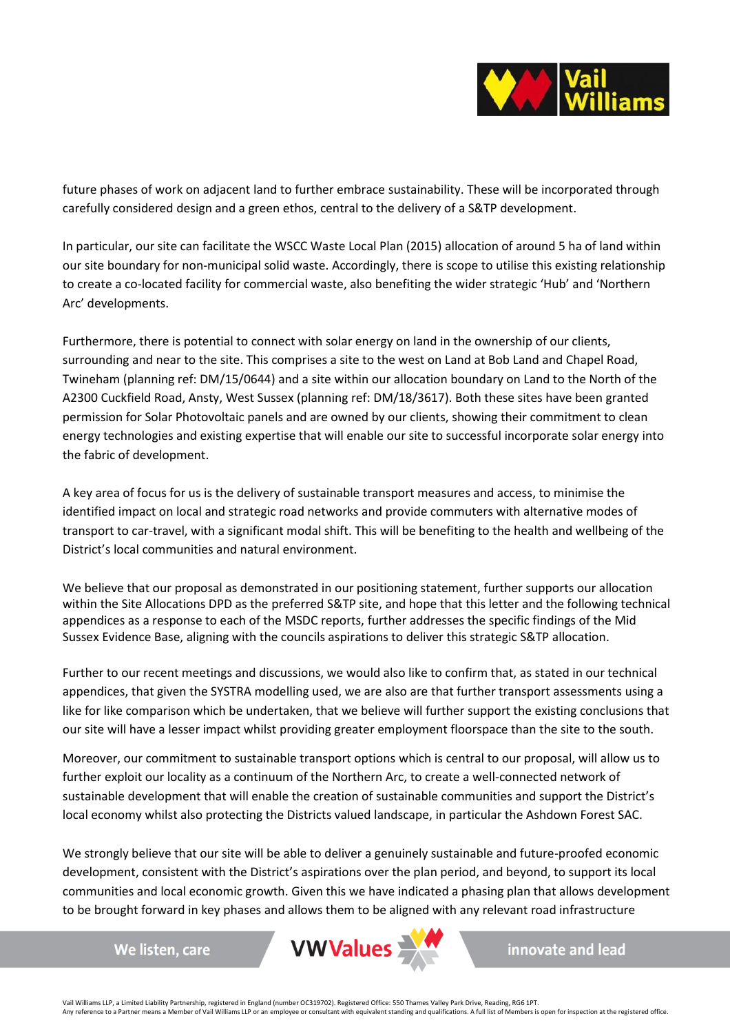future phases of work on adjacent land to further embrace sustainability. These will be incorporated through carefully considered design and a green ethos, central to the delivery of a S&TP development.

In particular, our site can facilitate the WSCC Waste Local Plan (2015) allocation of around 5 ha of land within our site boundary for non-municipal solid waste. Accordingly, there is scope to utilise this existing relationship to create a co-located facility for commercial waste, also benefiting the wider strategic 'Hub' and 'Northern Arc' developments.

Furthermore, there is potential to connect with solar energy on land in the ownership of our clients, surrounding and near to the site. This comprises a site to the west on Land at Bob Land and Chapel Road, Twineham (planning ref: DM/15/0644) and a site within our allocation boundary on Land to the North of the A2300 Cuckfield Road, Ansty, West Sussex (planning ref: DM/18/3617). Both these sites have been granted permission for Solar Photovoltaic panels and are owned by our clients, showing their commitment to clean energy technologies and existing expertise that will enable our site to successful incorporate solar energy into the fabric of development.

A key area of focus for us is the delivery of sustainable transport measures and access, to minimise the identified impact on local and strategic road networks and provide commuters with alternative modes of transport to car-travel, with a significant modal shift. This will be benefiting to the health and wellbeing of the District's local communities and natural environment.

We believe that our proposal as demonstrated in our positioning statement, further supports our allocation within the Site Allocations DPD as the preferred S&TP site, and hope that this letter and the following technical appendices as a response to each of the MSDC reports, further addresses the specific findings of the Mid Sussex Evidence Base, aligning with the councils aspirations to deliver this strategic S&TP allocation.

Further to our recent meetings and discussions, we would also like to confirm that, as stated in our technical appendices, that given the SYSTRA modelling used, we are also are that further transport assessments using a like for like comparison which be undertaken, that we believe will further support the existing conclusions that our site will have a lesser impact whilst providing greater employment floorspace than the site to the south.

Moreover, our commitment to sustainable transport options which is central to our proposal, will allow us to further exploit our locality as a continuum of the Northern Arc, to create a well-connected network of sustainable development that will enable the creation of sustainable communities and support the District's local economy whilst also protecting the Districts valued landscape, in particular the Ashdown Forest SAC.

We strongly believe that our site will be able to deliver a genuinely sustainable and future-proofed economic development, consistent with the District's aspirations over the plan period, and beyond, to support its local communities and local economic growth. Given this we have indicated a phasing plan that allows development to be brought forward in key phases and allows them to be aligned with any relevant road infrastructure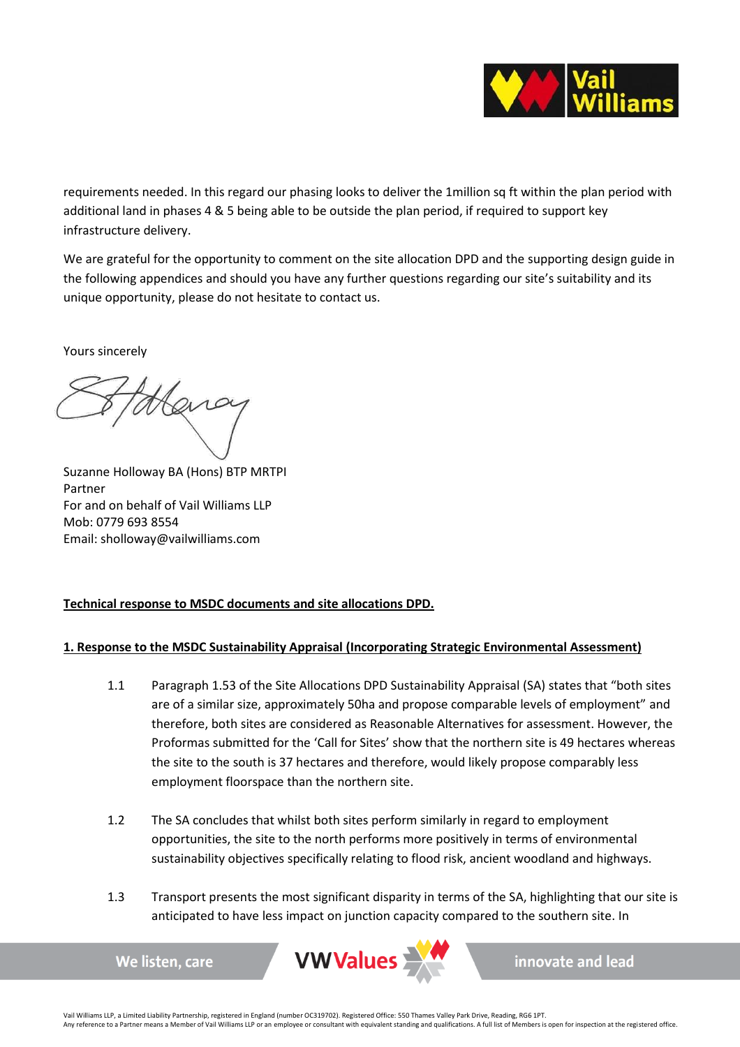requirements needed. In this regard our phasing looks to deliver the 1million sq ft within the plan period with additional land in phases 4 & 5 being able to be outside the plan period, if required to support key infrastructure delivery.

We are grateful for the opportunity to comment on the site allocation DPD and the supporting design guide in the following appendices and should you have any further questions regarding our site's suitability and its unique opportunity, please do not hesitate to contact us.

Yours sincerely

Suzanne Holloway BA (Hons) BTP MRTPI
Partner
For and on behalf of Vail Williams LLP
Mob: 0779 693 8554
Email: sholloway@vailwilliams.com

**Technical response to MSDC documents and site allocations DPD.**

**1. Response to the MSDC Sustainability Appraisal (Incorporating Strategic Environmental Assessment)**

1.1 Paragraph 1.53 of the Site Allocations DPD Sustainability Appraisal (SA) states that "both sites are of a similar size, approximately 50ha and propose comparable levels of employment" and therefore, both sites are considered as Reasonable Alternatives for assessment. However, the Proformas submitted for the 'Call for Sites' show that the northern site is 49 hectares whereas the site to the south is 37 hectares and therefore, would likely propose comparably less employment floorspace than the northern site.

1.2 The SA concludes that whilst both sites perform similarly in regard to employment opportunities, the site to the north performs more positively in terms of environmental sustainability objectives specifically relating to flood risk, ancient woodland and highways.

1.3 Transport presents the most significant disparity in terms of the SA, highlighting that our site is anticipated to have less impact on junction capacity compared to the southern site. In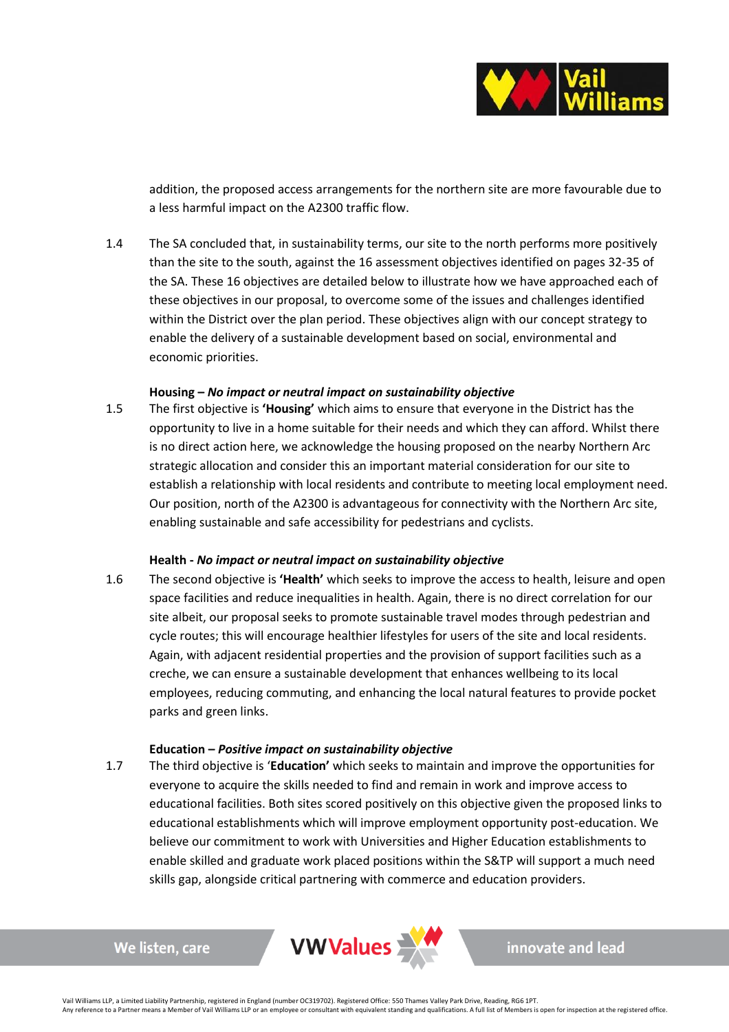addition, the proposed access arrangements for the northern site are more favourable due to a less harmful impact on the A2300 traffic flow.

1.4 The SA concluded that, in sustainability terms, our site to the north performs more positively than the site to the south, against the 16 assessment objectives identified on pages 32-35 of the SA. These 16 objectives are detailed below to illustrate how we have approached each of these objectives in our proposal, to overcome some of the issues and challenges identified within the District over the plan period. These objectives align with our concept strategy to enable the delivery of a sustainable development based on social, environmental and economic priorities.

**Housing – *No impact or neutral impact on sustainability objective***

1.5 The first objective is **'Housing'** which aims to ensure that everyone in the District has the opportunity to live in a home suitable for their needs and which they can afford. Whilst there is no direct action here, we acknowledge the housing proposed on the nearby Northern Arc strategic allocation and consider this an important material consideration for our site to establish a relationship with local residents and contribute to meeting local employment need. Our position, north of the A2300 is advantageous for connectivity with the Northern Arc site, enabling sustainable and safe accessibility for pedestrians and cyclists.

**Health - *No impact or neutral impact on sustainability objective***

1.6 The second objective is **'Health'** which seeks to improve the access to health, leisure and open space facilities and reduce inequalities in health. Again, there is no direct correlation for our site albeit, our proposal seeks to promote sustainable travel modes through pedestrian and cycle routes; this will encourage healthier lifestyles for users of the site and local residents. Again, with adjacent residential properties and the provision of support facilities such as a creche, we can ensure a sustainable development that enhances wellbeing to its local employees, reducing commuting, and enhancing the local natural features to provide pocket parks and green links.

**Education – *Positive impact on sustainability objective***

1.7 The third objective is '**Education'** which seeks to maintain and improve the opportunities for everyone to acquire the skills needed to find and remain in work and improve access to educational facilities. Both sites scored positively on this objective given the proposed links to educational establishments which will improve employment opportunity post-education. We believe our commitment to work with Universities and Higher Education establishments to enable skilled and graduate work placed positions within the S&TP will support a much need skills gap, alongside critical partnering with commerce and education providers.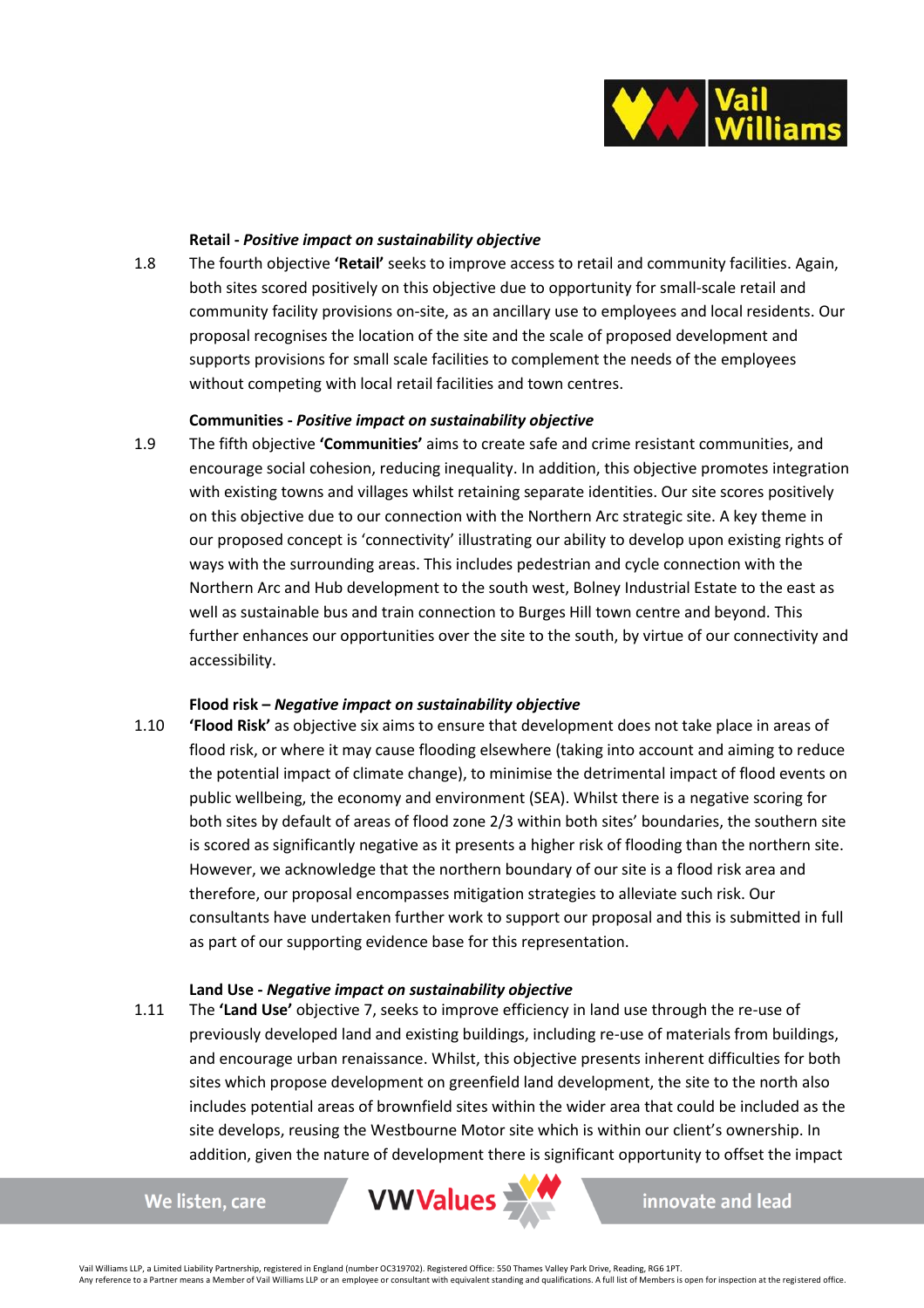**Retail -** ***Positive impact on sustainability objective***

1.8 The fourth objective **'Retail'** seeks to improve access to retail and community facilities. Again, both sites scored positively on this objective due to opportunity for small-scale retail and community facility provisions on-site, as an ancillary use to employees and local residents. Our proposal recognises the location of the site and the scale of proposed development and supports provisions for small scale facilities to complement the needs of the employees without competing with local retail facilities and town centres.

**Communities -** ***Positive impact on sustainability objective***

1.9 The fifth objective **'Communities'** aims to create safe and crime resistant communities, and encourage social cohesion, reducing inequality. In addition, this objective promotes integration with existing towns and villages whilst retaining separate identities. Our site scores positively on this objective due to our connection with the Northern Arc strategic site. A key theme in our proposed concept is 'connectivity' illustrating our ability to develop upon existing rights of ways with the surrounding areas. This includes pedestrian and cycle connection with the Northern Arc and Hub development to the south west, Bolney Industrial Estate to the east as well as sustainable bus and train connection to Burges Hill town centre and beyond. This further enhances our opportunities over the site to the south, by virtue of our connectivity and accessibility.

**Flood risk –** ***Negative impact on sustainability objective***

1.10 **'Flood Risk'** as objective six aims to ensure that development does not take place in areas of flood risk, or where it may cause flooding elsewhere (taking into account and aiming to reduce the potential impact of climate change), to minimise the detrimental impact of flood events on public wellbeing, the economy and environment (SEA). Whilst there is a negative scoring for both sites by default of areas of flood zone 2/3 within both sites' boundaries, the southern site is scored as significantly negative as it presents a higher risk of flooding than the northern site. However, we acknowledge that the northern boundary of our site is a flood risk area and therefore, our proposal encompasses mitigation strategies to alleviate such risk. Our consultants have undertaken further work to support our proposal and this is submitted in full as part of our supporting evidence base for this representation.

**Land Use -** ***Negative impact on sustainability objective***

1.11 The **'Land Use'** objective 7, seeks to improve efficiency in land use through the re-use of previously developed land and existing buildings, including re-use of materials from buildings, and encourage urban renaissance. Whilst, this objective presents inherent difficulties for both sites which propose development on greenfield land development, the site to the north also includes potential areas of brownfield sites within the wider area that could be included as the site develops, reusing the Westbourne Motor site which is within our client's ownership. In addition, given the nature of development there is significant opportunity to offset the impact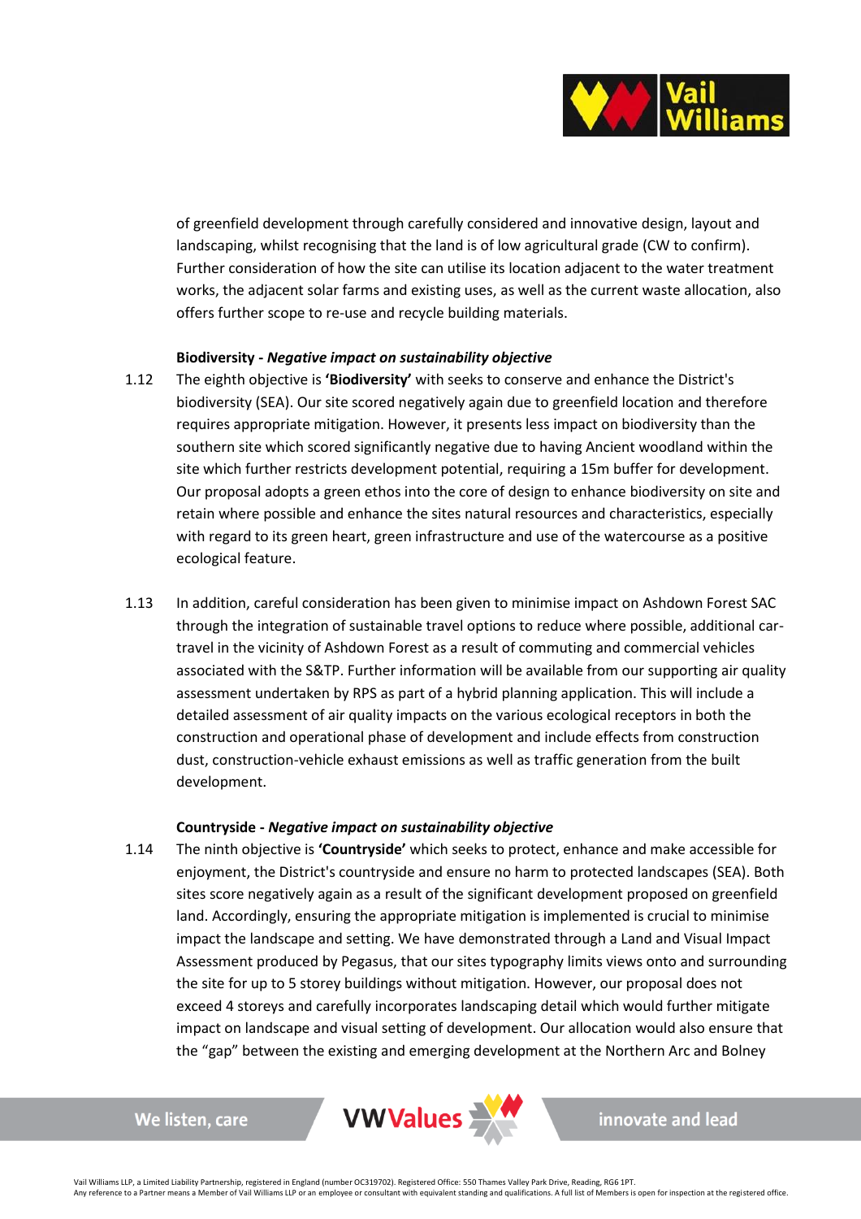of greenfield development through carefully considered and innovative design, layout and landscaping, whilst recognising that the land is of low agricultural grade (CW to confirm). Further consideration of how the site can utilise its location adjacent to the water treatment works, the adjacent solar farms and existing uses, as well as the current waste allocation, also offers further scope to re-use and recycle building materials.

**Biodiversity - *Negative impact on sustainability objective***

1.12 The eighth objective is **'Biodiversity'** with seeks to conserve and enhance the District's biodiversity (SEA). Our site scored negatively again due to greenfield location and therefore requires appropriate mitigation. However, it presents less impact on biodiversity than the southern site which scored significantly negative due to having Ancient woodland within the site which further restricts development potential, requiring a 15m buffer for development. Our proposal adopts a green ethos into the core of design to enhance biodiversity on site and retain where possible and enhance the sites natural resources and characteristics, especially with regard to its green heart, green infrastructure and use of the watercourse as a positive ecological feature.

1.13 In addition, careful consideration has been given to minimise impact on Ashdown Forest SAC through the integration of sustainable travel options to reduce where possible, additional car-travel in the vicinity of Ashdown Forest as a result of commuting and commercial vehicles associated with the S&TP. Further information will be available from our supporting air quality assessment undertaken by RPS as part of a hybrid planning application. This will include a detailed assessment of air quality impacts on the various ecological receptors in both the construction and operational phase of development and include effects from construction dust, construction-vehicle exhaust emissions as well as traffic generation from the built development.

**Countryside - *Negative impact on sustainability objective***

1.14 The ninth objective is **'Countryside'** which seeks to protect, enhance and make accessible for enjoyment, the District's countryside and ensure no harm to protected landscapes (SEA). Both sites score negatively again as a result of the significant development proposed on greenfield land. Accordingly, ensuring the appropriate mitigation is implemented is crucial to minimise impact the landscape and setting. We have demonstrated through a Land and Visual Impact Assessment produced by Pegasus, that our sites typography limits views onto and surrounding the site for up to 5 storey buildings without mitigation. However, our proposal does not exceed 4 storeys and carefully incorporates landscaping detail which would further mitigate impact on landscape and visual setting of development. Our allocation would also ensure that the "gap" between the existing and emerging development at the Northern Arc and Bolney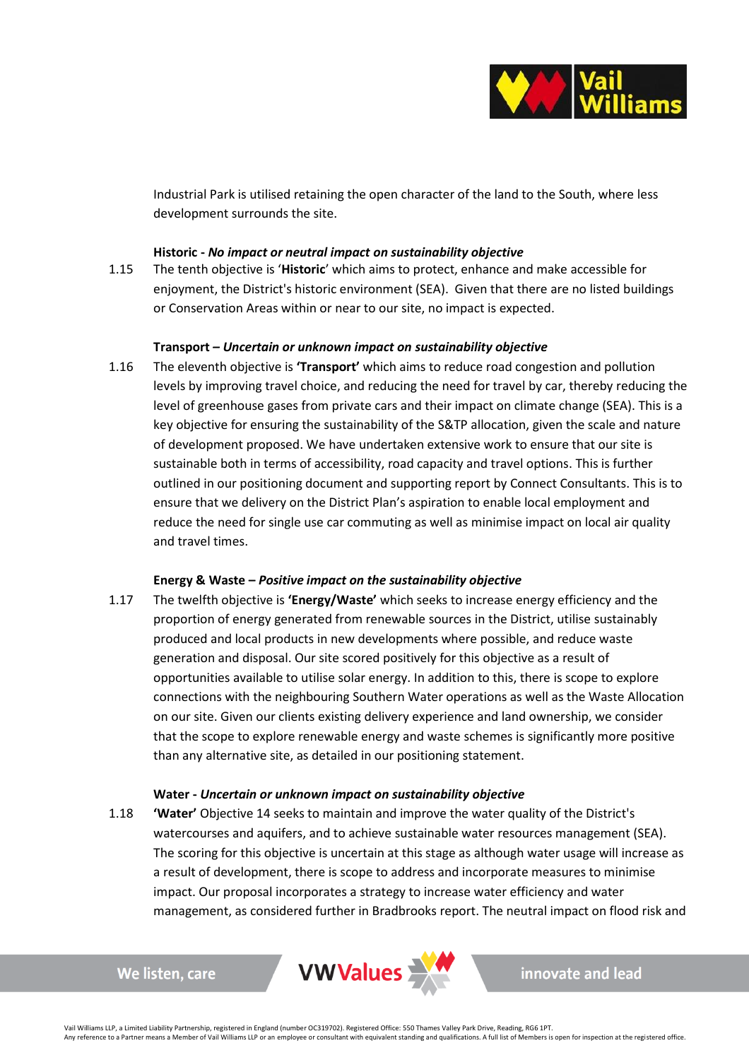Industrial Park is utilised retaining the open character of the land to the South, where less development surrounds the site.

**Historic -** ***No impact or neutral impact on sustainability objective***

1.15 The tenth objective is '**Historic**' which aims to protect, enhance and make accessible for enjoyment, the District's historic environment (SEA). Given that there are no listed buildings or Conservation Areas within or near to our site, no impact is expected.

**Transport –** ***Uncertain or unknown impact on sustainability objective***

1.16 The eleventh objective is **'Transport'** which aims to reduce road congestion and pollution levels by improving travel choice, and reducing the need for travel by car, thereby reducing the level of greenhouse gases from private cars and their impact on climate change (SEA). This is a key objective for ensuring the sustainability of the S&TP allocation, given the scale and nature of development proposed. We have undertaken extensive work to ensure that our site is sustainable both in terms of accessibility, road capacity and travel options. This is further outlined in our positioning document and supporting report by Connect Consultants. This is to ensure that we delivery on the District Plan's aspiration to enable local employment and reduce the need for single use car commuting as well as minimise impact on local air quality and travel times.

**Energy & Waste –** ***Positive impact on the sustainability objective***

1.17 The twelfth objective is **'Energy/Waste'** which seeks to increase energy efficiency and the proportion of energy generated from renewable sources in the District, utilise sustainably produced and local products in new developments where possible, and reduce waste generation and disposal. Our site scored positively for this objective as a result of opportunities available to utilise solar energy. In addition to this, there is scope to explore connections with the neighbouring Southern Water operations as well as the Waste Allocation on our site. Given our clients existing delivery experience and land ownership, we consider that the scope to explore renewable energy and waste schemes is significantly more positive than any alternative site, as detailed in our positioning statement.

**Water -** ***Uncertain or unknown impact on sustainability objective***

1.18 **'Water'** Objective 14 seeks to maintain and improve the water quality of the District's watercourses and aquifers, and to achieve sustainable water resources management (SEA). The scoring for this objective is uncertain at this stage as although water usage will increase as a result of development, there is scope to address and incorporate measures to minimise impact. Our proposal incorporates a strategy to increase water efficiency and water management, as considered further in Bradbrooks report. The neutral impact on flood risk and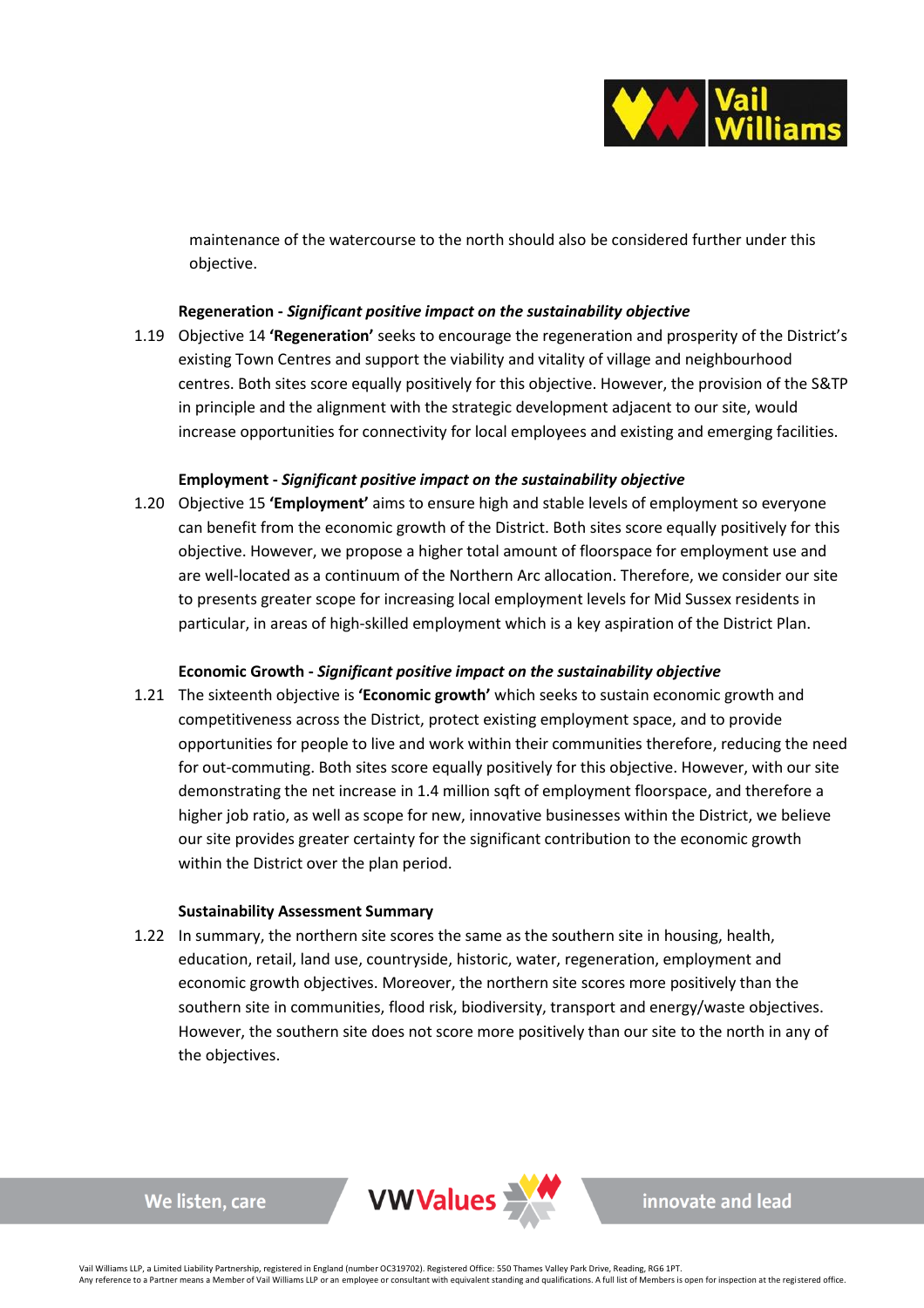maintenance of the watercourse to the north should also be considered further under this objective.

**Regeneration -** ***Significant positive impact on the sustainability objective***

1.19 Objective 14 **'Regeneration'** seeks to encourage the regeneration and prosperity of the District's existing Town Centres and support the viability and vitality of village and neighbourhood centres. Both sites score equally positively for this objective. However, the provision of the S&TP in principle and the alignment with the strategic development adjacent to our site, would increase opportunities for connectivity for local employees and existing and emerging facilities.

**Employment -** ***Significant positive impact on the sustainability objective***

1.20 Objective 15 **'Employment'** aims to ensure high and stable levels of employment so everyone can benefit from the economic growth of the District. Both sites score equally positively for this objective. However, we propose a higher total amount of floorspace for employment use and are well-located as a continuum of the Northern Arc allocation. Therefore, we consider our site to presents greater scope for increasing local employment levels for Mid Sussex residents in particular, in areas of high-skilled employment which is a key aspiration of the District Plan.

**Economic Growth -** ***Significant positive impact on the sustainability objective***

1.21 The sixteenth objective is **'Economic growth'** which seeks to sustain economic growth and competitiveness across the District, protect existing employment space, and to provide opportunities for people to live and work within their communities therefore, reducing the need for out-commuting. Both sites score equally positively for this objective. However, with our site demonstrating the net increase in 1.4 million sqft of employment floorspace, and therefore a higher job ratio, as well as scope for new, innovative businesses within the District, we believe our site provides greater certainty for the significant contribution to the economic growth within the District over the plan period.

**Sustainability Assessment Summary**

1.22 In summary, the northern site scores the same as the southern site in housing, health, education, retail, land use, countryside, historic, water, regeneration, employment and economic growth objectives. Moreover, the northern site scores more positively than the southern site in communities, flood risk, biodiversity, transport and energy/waste objectives. However, the southern site does not score more positively than our site to the north in any of the objectives.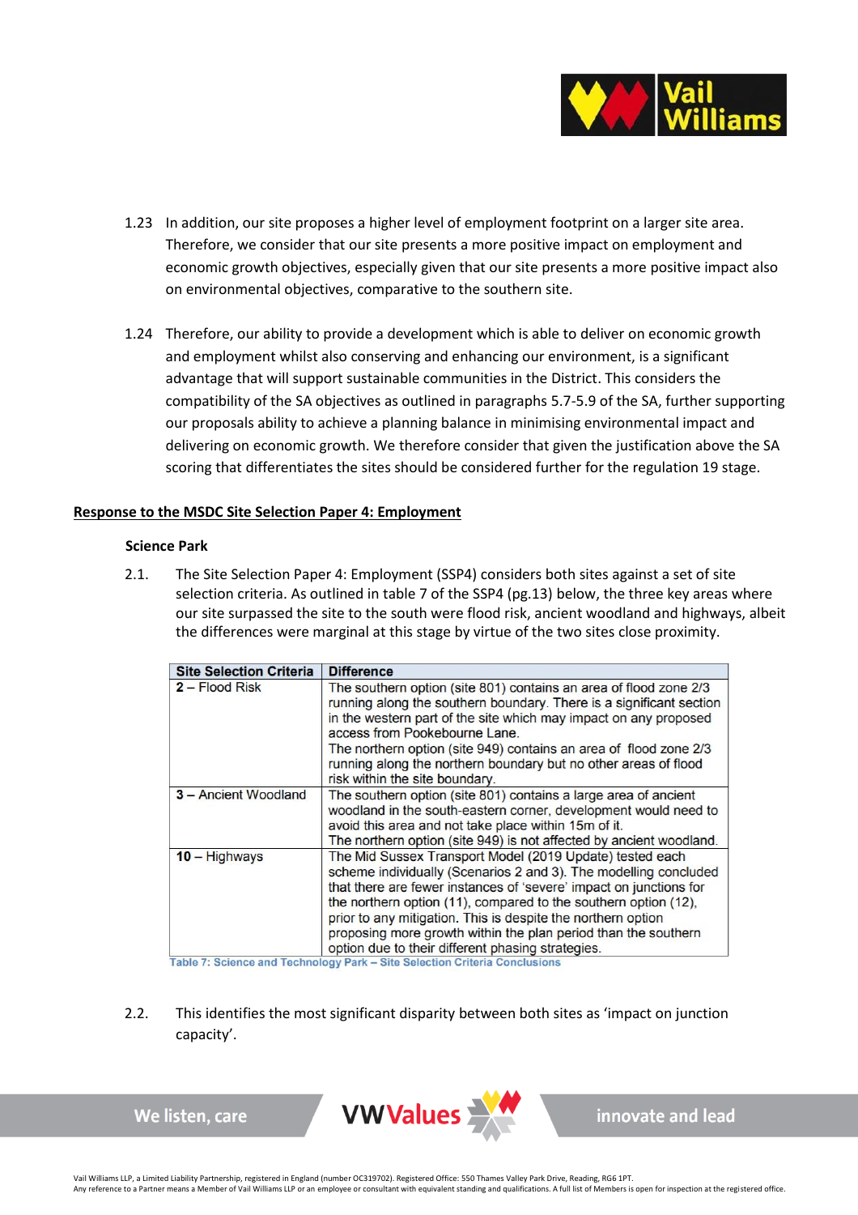1.23 In addition, our site proposes a higher level of employment footprint on a larger site area. Therefore, we consider that our site presents a more positive impact on employment and economic growth objectives, especially given that our site presents a more positive impact also on environmental objectives, comparative to the southern site.

1.24 Therefore, our ability to provide a development which is able to deliver on economic growth and employment whilst also conserving and enhancing our environment, is a significant advantage that will support sustainable communities in the District. This considers the compatibility of the SA objectives as outlined in paragraphs 5.7-5.9 of the SA, further supporting our proposals ability to achieve a planning balance in minimising environmental impact and delivering on economic growth. We therefore consider that given the justification above the SA scoring that differentiates the sites should be considered further for the regulation 19 stage.

## Response to the MSDC Site Selection Paper 4: Employment

### Science Park

2.1. The Site Selection Paper 4: Employment (SSP4) considers both sites against a set of site selection criteria. As outlined in table 7 of the SSP4 (pg.13) below, the three key areas where our site surpassed the site to the south were flood risk, ancient woodland and highways, albeit the differences were marginal at this stage by virtue of the two sites close proximity.

| Site Selection Criteria | Difference |
|---|---|
| 2 – Flood Risk | The southern option (site 801) contains an area of flood zone 2/3 running along the southern boundary. There is a significant section in the western part of the site which may impact on any proposed access from Pookebourne Lane. The northern option (site 949) contains an area of flood zone 2/3 running along the northern boundary but no other areas of flood risk within the site boundary. |
| 3 – Ancient Woodland | The southern option (site 801) contains a large area of ancient woodland in the south-eastern corner, development would need to avoid this area and not take place within 15m of it. The northern option (site 949) is not affected by ancient woodland. |
| 10 – Highways | The Mid Sussex Transport Model (2019 Update) tested each scheme individually (Scenarios 2 and 3). The modelling concluded that there are fewer instances of 'severe' impact on junctions for the northern option (11), compared to the southern option (12), prior to any mitigation. This is despite the northern option proposing more growth within the plan period than the southern option due to their different phasing strategies. |

Table 7: Science and Technology Park – Site Selection Criteria Conclusions

2.2. This identifies the most significant disparity between both sites as 'impact on junction capacity'.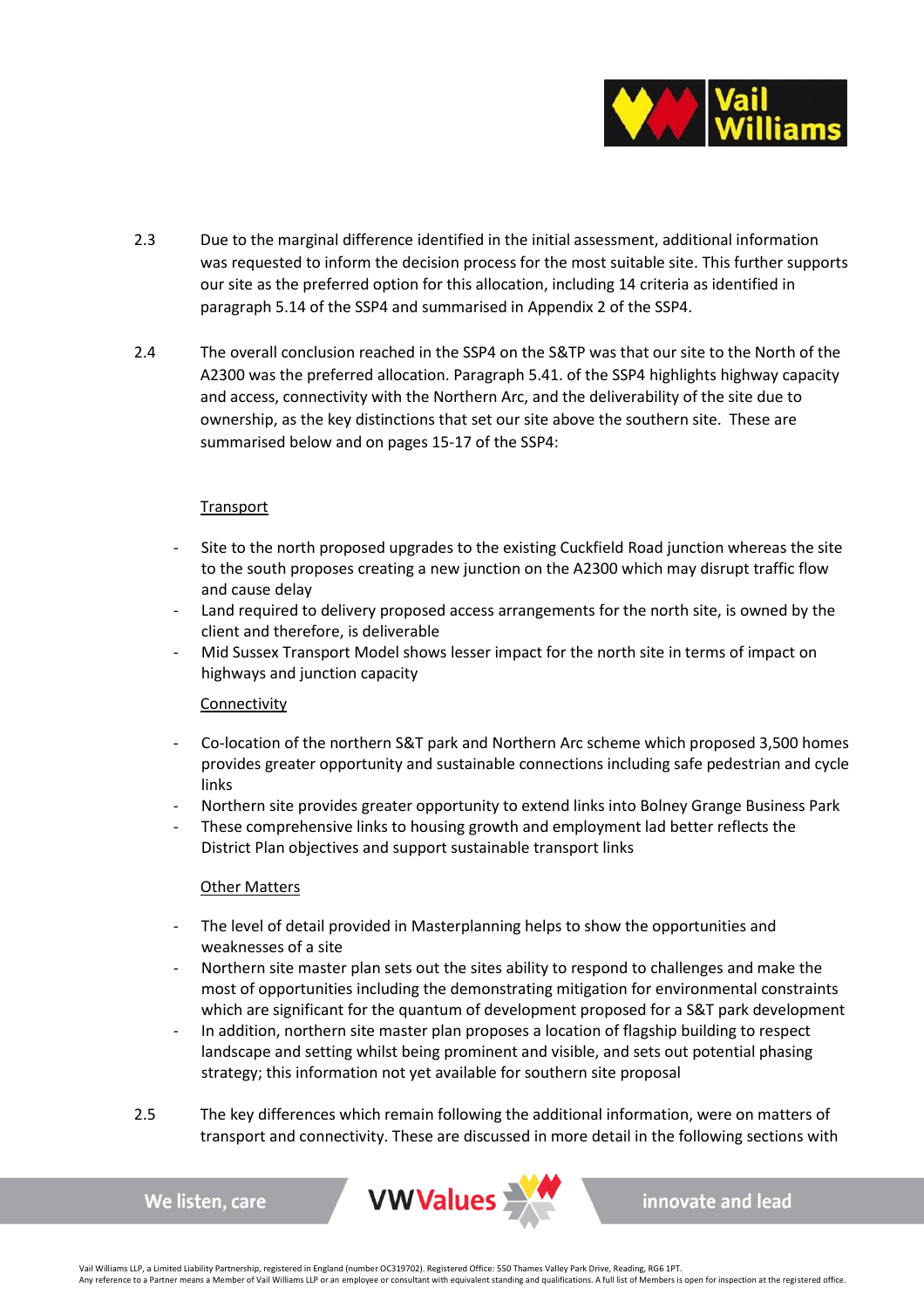2.3 Due to the marginal difference identified in the initial assessment, additional information was requested to inform the decision process for the most suitable site. This further supports our site as the preferred option for this allocation, including 14 criteria as identified in paragraph 5.14 of the SSP4 and summarised in Appendix 2 of the SSP4.

2.4 The overall conclusion reached in the SSP4 on the S&TP was that our site to the North of the A2300 was the preferred allocation. Paragraph 5.41. of the SSP4 highlights highway capacity and access, connectivity with the Northern Arc, and the deliverability of the site due to ownership, as the key distinctions that set our site above the southern site. These are summarised below and on pages 15-17 of the SSP4:

<u>Transport</u>

- Site to the north proposed upgrades to the existing Cuckfield Road junction whereas the site to the south proposes creating a new junction on the A2300 which may disrupt traffic flow and cause delay
- Land required to delivery proposed access arrangements for the north site, is owned by the client and therefore, is deliverable
- Mid Sussex Transport Model shows lesser impact for the north site in terms of impact on highways and junction capacity

<u>Connectivity</u>

- Co-location of the northern S&T park and Northern Arc scheme which proposed 3,500 homes provides greater opportunity and sustainable connections including safe pedestrian and cycle links
- Northern site provides greater opportunity to extend links into Bolney Grange Business Park
- These comprehensive links to housing growth and employment lad better reflects the District Plan objectives and support sustainable transport links

<u>Other Matters</u>

- The level of detail provided in Masterplanning helps to show the opportunities and weaknesses of a site
- Northern site master plan sets out the sites ability to respond to challenges and make the most of opportunities including the demonstrating mitigation for environmental constraints which are significant for the quantum of development proposed for a S&T park development
- In addition, northern site master plan proposes a location of flagship building to respect landscape and setting whilst being prominent and visible, and sets out potential phasing strategy; this information not yet available for southern site proposal

2.5 The key differences which remain following the additional information, were on matters of transport and connectivity. These are discussed in more detail in the following sections with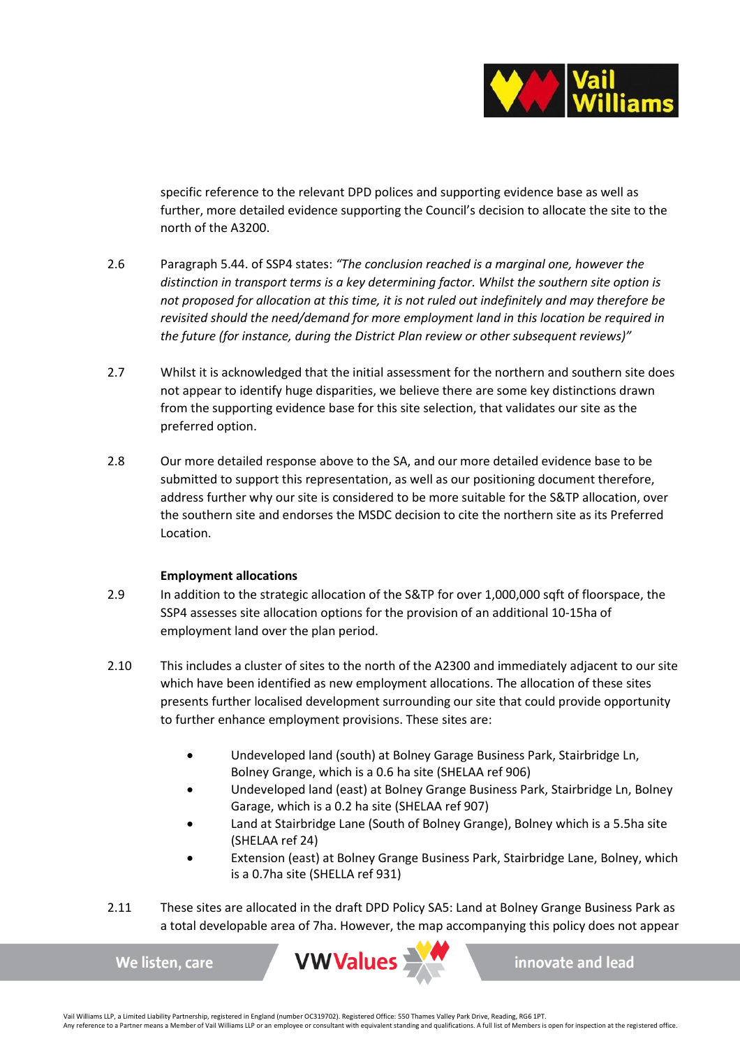specific reference to the relevant DPD polices and supporting evidence base as well as further, more detailed evidence supporting the Council's decision to allocate the site to the north of the A3200.

2.6 Paragraph 5.44. of SSP4 states: *"The conclusion reached is a marginal one, however the distinction in transport terms is a key determining factor. Whilst the southern site option is not proposed for allocation at this time, it is not ruled out indefinitely and may therefore be revisited should the need/demand for more employment land in this location be required in the future (for instance, during the District Plan review or other subsequent reviews)"*

2.7 Whilst it is acknowledged that the initial assessment for the northern and southern site does not appear to identify huge disparities, we believe there are some key distinctions drawn from the supporting evidence base for this site selection, that validates our site as the preferred option.

2.8 Our more detailed response above to the SA, and our more detailed evidence base to be submitted to support this representation, as well as our positioning document therefore, address further why our site is considered to be more suitable for the S&TP allocation, over the southern site and endorses the MSDC decision to cite the northern site as its Preferred Location.

**Employment allocations**

2.9 In addition to the strategic allocation of the S&TP for over 1,000,000 sqft of floorspace, the SSP4 assesses site allocation options for the provision of an additional 10-15ha of employment land over the plan period.

2.10 This includes a cluster of sites to the north of the A2300 and immediately adjacent to our site which have been identified as new employment allocations. The allocation of these sites presents further localised development surrounding our site that could provide opportunity to further enhance employment provisions. These sites are:

- Undeveloped land (south) at Bolney Garage Business Park, Stairbridge Ln, Bolney Grange, which is a 0.6 ha site (SHELAA ref 906)
- Undeveloped land (east) at Bolney Grange Business Park, Stairbridge Ln, Bolney Garage, which is a 0.2 ha site (SHELAA ref 907)
- Land at Stairbridge Lane (South of Bolney Grange), Bolney which is a 5.5ha site (SHELAA ref 24)
- Extension (east) at Bolney Grange Business Park, Stairbridge Lane, Bolney, which is a 0.7ha site (SHELLA ref 931)

2.11 These sites are allocated in the draft DPD Policy SA5: Land at Bolney Grange Business Park as a total developable area of 7ha. However, the map accompanying this policy does not appear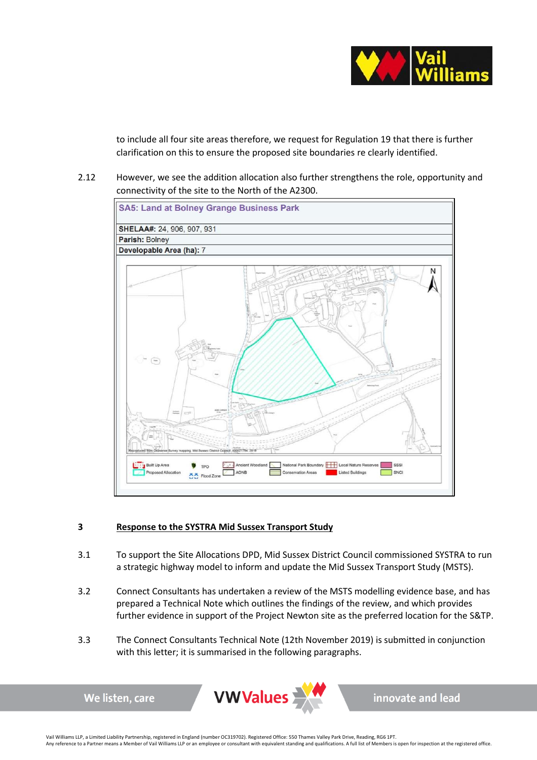to include all four site areas therefore, we request for Regulation 19 that there is further clarification on this to ensure the proposed site boundaries re clearly identified.

2.12 However, we see the addition allocation also further strengthens the role, opportunity and connectivity of the site to the North of the A2300.

**SA5: Land at Bolney Grange Business Park**

| | |
|---|---|
| **SHELAA#:** 24, 906, 907, 931 | |
| **Parish:** Bolney | |
| **Developable Area (ha):** 7 | |

Reproduced from Ordnance Survey mapping. Mid Sussex District Council 100021794. 2019

Built Up Area · Proposed Allocation · TPO · Flood Zone · Ancient Woodland · AONB · National Park Boundary · Conservation Areas · Local Nature Reserves · Listed Buildings · SSSI · SNCI

## 3 Response to the SYSTRA Mid Sussex Transport Study

3.1 To support the Site Allocations DPD, Mid Sussex District Council commissioned SYSTRA to run a strategic highway model to inform and update the Mid Sussex Transport Study (MSTS).

3.2 Connect Consultants has undertaken a review of the MSTS modelling evidence base, and has prepared a Technical Note which outlines the findings of the review, and which provides further evidence in support of the Project Newton site as the preferred location for the S&TP.

3.3 The Connect Consultants Technical Note (12th November 2019) is submitted in conjunction with this letter; it is summarised in the following paragraphs.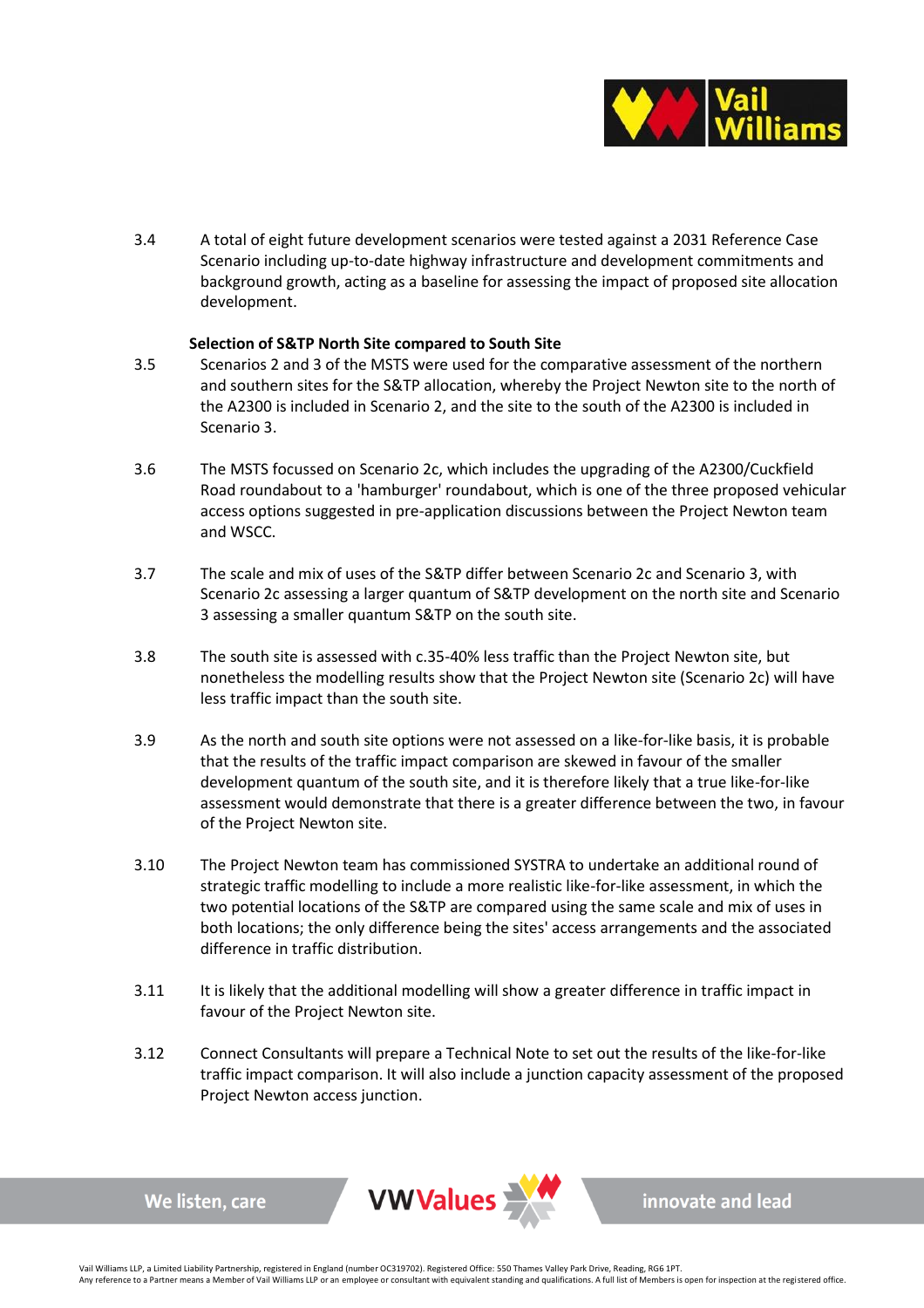3.4 A total of eight future development scenarios were tested against a 2031 Reference Case Scenario including up-to-date highway infrastructure and development commitments and background growth, acting as a baseline for assessing the impact of proposed site allocation development.

**Selection of S&TP North Site compared to South Site**

3.5 Scenarios 2 and 3 of the MSTS were used for the comparative assessment of the northern and southern sites for the S&TP allocation, whereby the Project Newton site to the north of the A2300 is included in Scenario 2, and the site to the south of the A2300 is included in Scenario 3.

3.6 The MSTS focussed on Scenario 2c, which includes the upgrading of the A2300/Cuckfield Road roundabout to a 'hamburger' roundabout, which is one of the three proposed vehicular access options suggested in pre-application discussions between the Project Newton team and WSCC.

3.7 The scale and mix of uses of the S&TP differ between Scenario 2c and Scenario 3, with Scenario 2c assessing a larger quantum of S&TP development on the north site and Scenario 3 assessing a smaller quantum S&TP on the south site.

3.8 The south site is assessed with c.35-40% less traffic than the Project Newton site, but nonetheless the modelling results show that the Project Newton site (Scenario 2c) will have less traffic impact than the south site.

3.9 As the north and south site options were not assessed on a like-for-like basis, it is probable that the results of the traffic impact comparison are skewed in favour of the smaller development quantum of the south site, and it is therefore likely that a true like-for-like assessment would demonstrate that there is a greater difference between the two, in favour of the Project Newton site.

3.10 The Project Newton team has commissioned SYSTRA to undertake an additional round of strategic traffic modelling to include a more realistic like-for-like assessment, in which the two potential locations of the S&TP are compared using the same scale and mix of uses in both locations; the only difference being the sites' access arrangements and the associated difference in traffic distribution.

3.11 It is likely that the additional modelling will show a greater difference in traffic impact in favour of the Project Newton site.

3.12 Connect Consultants will prepare a Technical Note to set out the results of the like-for-like traffic impact comparison. It will also include a junction capacity assessment of the proposed Project Newton access junction.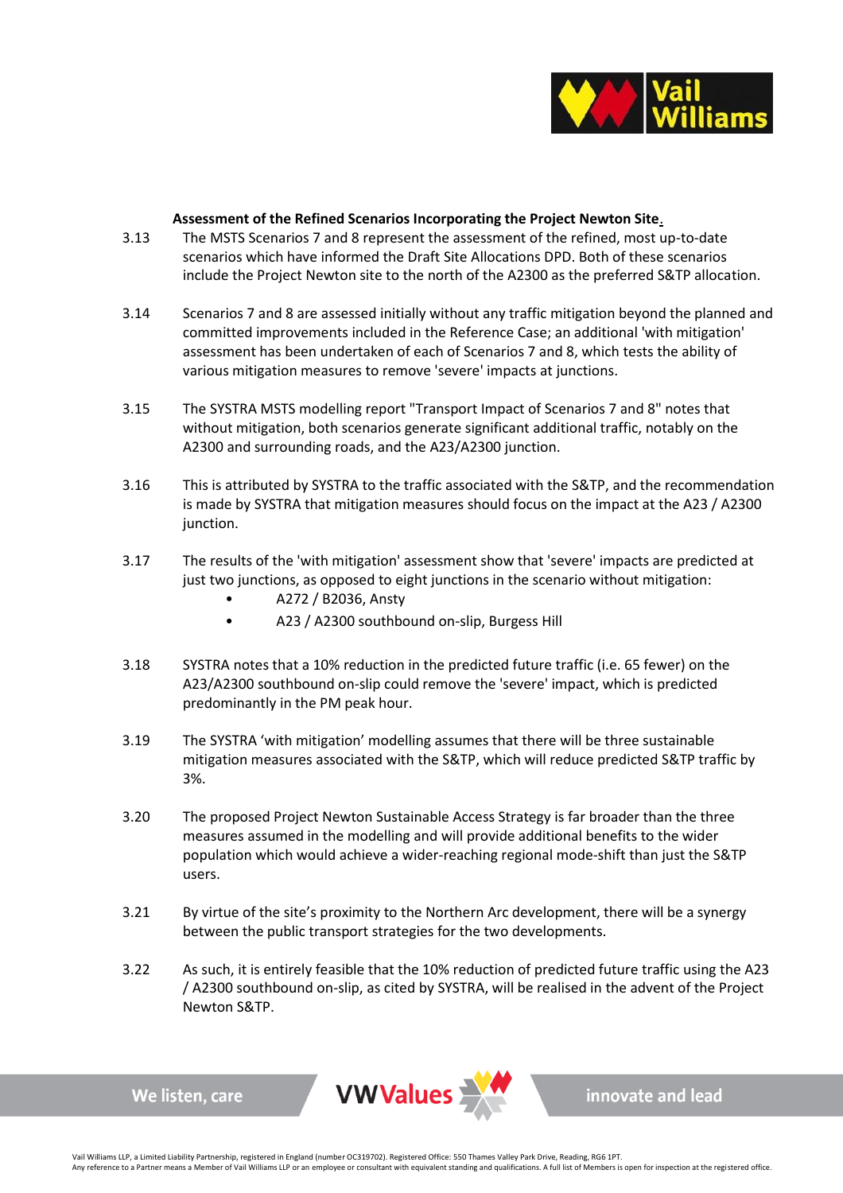**Assessment of the Refined Scenarios Incorporating the Project Newton Site.**

3.13 The MSTS Scenarios 7 and 8 represent the assessment of the refined, most up-to-date scenarios which have informed the Draft Site Allocations DPD. Both of these scenarios include the Project Newton site to the north of the A2300 as the preferred S&TP allocation.

3.14 Scenarios 7 and 8 are assessed initially without any traffic mitigation beyond the planned and committed improvements included in the Reference Case; an additional 'with mitigation' assessment has been undertaken of each of Scenarios 7 and 8, which tests the ability of various mitigation measures to remove 'severe' impacts at junctions.

3.15 The SYSTRA MSTS modelling report "Transport Impact of Scenarios 7 and 8" notes that without mitigation, both scenarios generate significant additional traffic, notably on the A2300 and surrounding roads, and the A23/A2300 junction.

3.16 This is attributed by SYSTRA to the traffic associated with the S&TP, and the recommendation is made by SYSTRA that mitigation measures should focus on the impact at the A23 / A2300 junction.

3.17 The results of the 'with mitigation' assessment show that 'severe' impacts are predicted at just two junctions, as opposed to eight junctions in the scenario without mitigation:

- A272 / B2036, Ansty
- A23 / A2300 southbound on-slip, Burgess Hill

3.18 SYSTRA notes that a 10% reduction in the predicted future traffic (i.e. 65 fewer) on the A23/A2300 southbound on-slip could remove the 'severe' impact, which is predicted predominantly in the PM peak hour.

3.19 The SYSTRA 'with mitigation' modelling assumes that there will be three sustainable mitigation measures associated with the S&TP, which will reduce predicted S&TP traffic by 3%.

3.20 The proposed Project Newton Sustainable Access Strategy is far broader than the three measures assumed in the modelling and will provide additional benefits to the wider population which would achieve a wider-reaching regional mode-shift than just the S&TP users.

3.21 By virtue of the site's proximity to the Northern Arc development, there will be a synergy between the public transport strategies for the two developments.

3.22 As such, it is entirely feasible that the 10% reduction of predicted future traffic using the A23 / A2300 southbound on-slip, as cited by SYSTRA, will be realised in the advent of the Project Newton S&TP.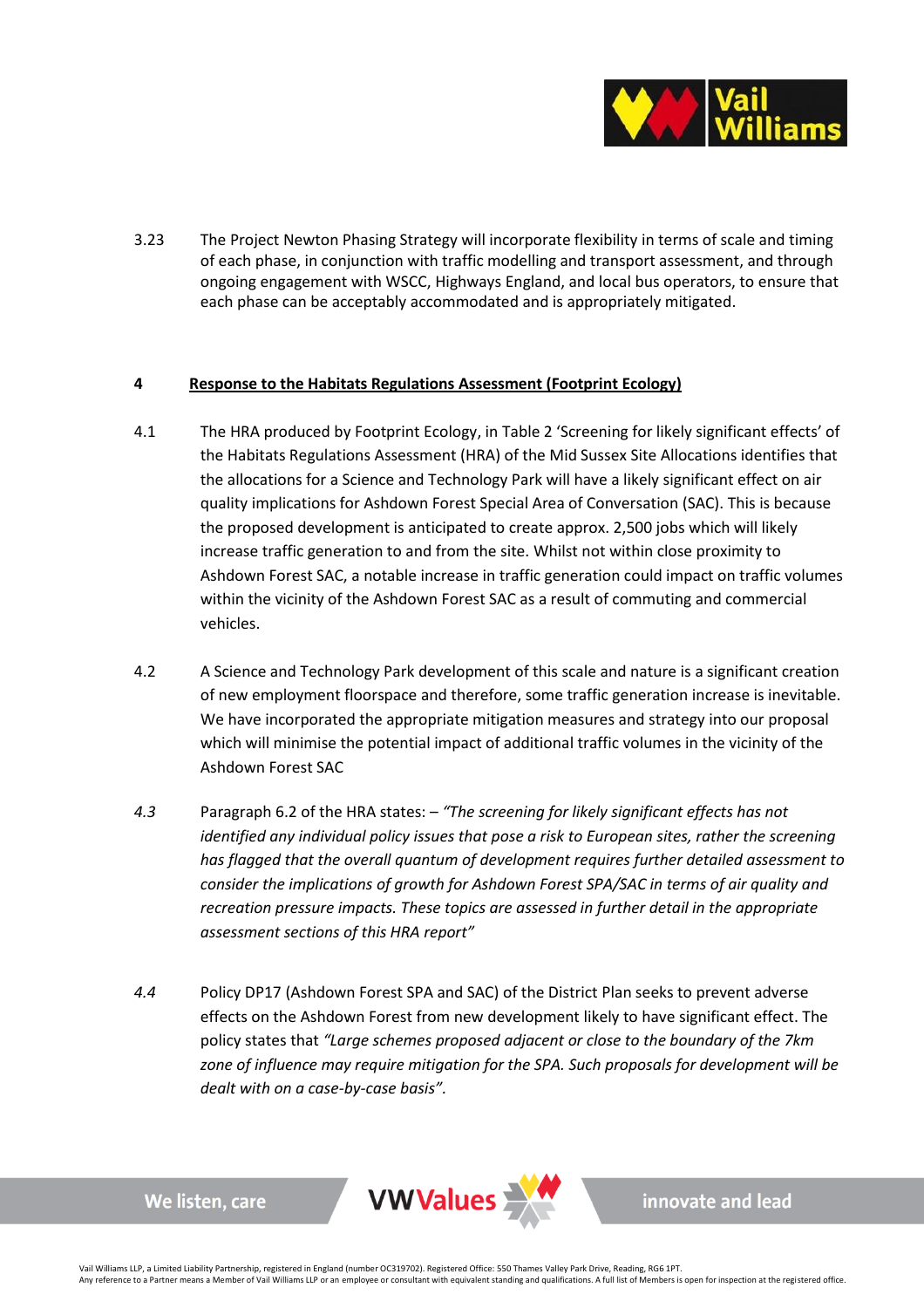3.23 The Project Newton Phasing Strategy will incorporate flexibility in terms of scale and timing of each phase, in conjunction with traffic modelling and transport assessment, and through ongoing engagement with WSCC, Highways England, and local bus operators, to ensure that each phase can be acceptably accommodated and is appropriately mitigated.

## 4 <u>Response to the Habitats Regulations Assessment (Footprint Ecology)</u>

4.1 The HRA produced by Footprint Ecology, in Table 2 'Screening for likely significant effects' of the Habitats Regulations Assessment (HRA) of the Mid Sussex Site Allocations identifies that the allocations for a Science and Technology Park will have a likely significant effect on air quality implications for Ashdown Forest Special Area of Conversation (SAC). This is because the proposed development is anticipated to create approx. 2,500 jobs which will likely increase traffic generation to and from the site. Whilst not within close proximity to Ashdown Forest SAC, a notable increase in traffic generation could impact on traffic volumes within the vicinity of the Ashdown Forest SAC as a result of commuting and commercial vehicles.

4.2 A Science and Technology Park development of this scale and nature is a significant creation of new employment floorspace and therefore, some traffic generation increase is inevitable. We have incorporated the appropriate mitigation measures and strategy into our proposal which will minimise the potential impact of additional traffic volumes in the vicinity of the Ashdown Forest SAC

*4.3* Paragraph 6.2 of the HRA states: – *"The screening for likely significant effects has not identified any individual policy issues that pose a risk to European sites, rather the screening has flagged that the overall quantum of development requires further detailed assessment to consider the implications of growth for Ashdown Forest SPA/SAC in terms of air quality and recreation pressure impacts. These topics are assessed in further detail in the appropriate assessment sections of this HRA report"*

*4.4* Policy DP17 (Ashdown Forest SPA and SAC) of the District Plan seeks to prevent adverse effects on the Ashdown Forest from new development likely to have significant effect. The policy states that *"Large schemes proposed adjacent or close to the boundary of the 7km zone of influence may require mitigation for the SPA. Such proposals for development will be dealt with on a case-by-case basis"*.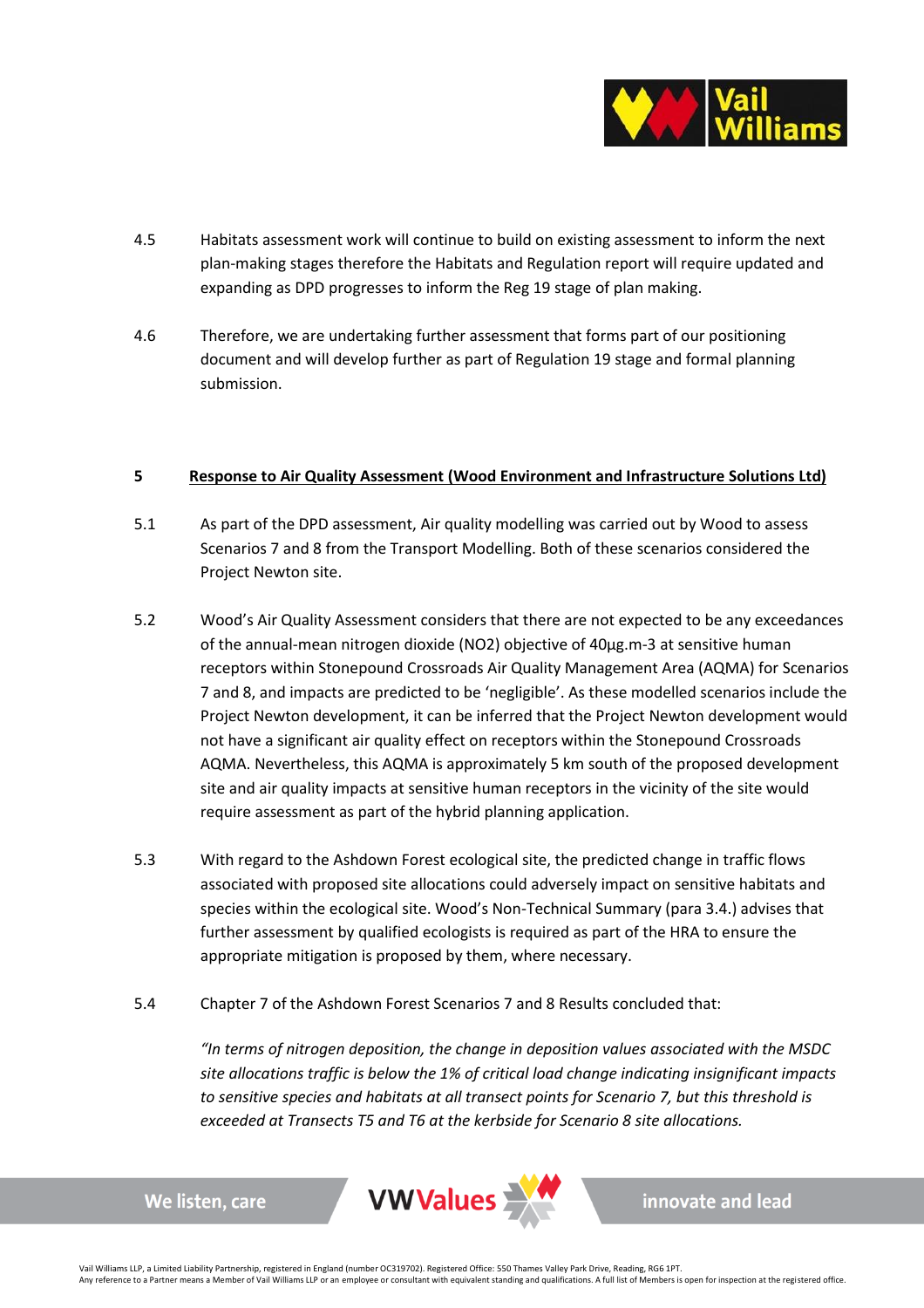4.5 Habitats assessment work will continue to build on existing assessment to inform the next plan-making stages therefore the Habitats and Regulation report will require updated and expanding as DPD progresses to inform the Reg 19 stage of plan making.

4.6 Therefore, we are undertaking further assessment that forms part of our positioning document and will develop further as part of Regulation 19 stage and formal planning submission.

## 5 Response to Air Quality Assessment (Wood Environment and Infrastructure Solutions Ltd)

5.1 As part of the DPD assessment, Air quality modelling was carried out by Wood to assess Scenarios 7 and 8 from the Transport Modelling. Both of these scenarios considered the Project Newton site.

5.2 Wood's Air Quality Assessment considers that there are not expected to be any exceedances of the annual-mean nitrogen dioxide ($NO_2$) objective of 40µg.m-3 at sensitive human receptors within Stonepound Crossroads Air Quality Management Area (AQMA) for Scenarios 7 and 8, and impacts are predicted to be 'negligible'. As these modelled scenarios include the Project Newton development, it can be inferred that the Project Newton development would not have a significant air quality effect on receptors within the Stonepound Crossroads AQMA. Nevertheless, this AQMA is approximately 5 km south of the proposed development site and air quality impacts at sensitive human receptors in the vicinity of the site would require assessment as part of the hybrid planning application.

5.3 With regard to the Ashdown Forest ecological site, the predicted change in traffic flows associated with proposed site allocations could adversely impact on sensitive habitats and species within the ecological site. Wood's Non-Technical Summary (para 3.4.) advises that further assessment by qualified ecologists is required as part of the HRA to ensure the appropriate mitigation is proposed by them, where necessary.

5.4 Chapter 7 of the Ashdown Forest Scenarios 7 and 8 Results concluded that:

*"In terms of nitrogen deposition, the change in deposition values associated with the MSDC site allocations traffic is below the 1% of critical load change indicating insignificant impacts to sensitive species and habitats at all transect points for Scenario 7, but this threshold is exceeded at Transects T5 and T6 at the kerbside for Scenario 8 site allocations.*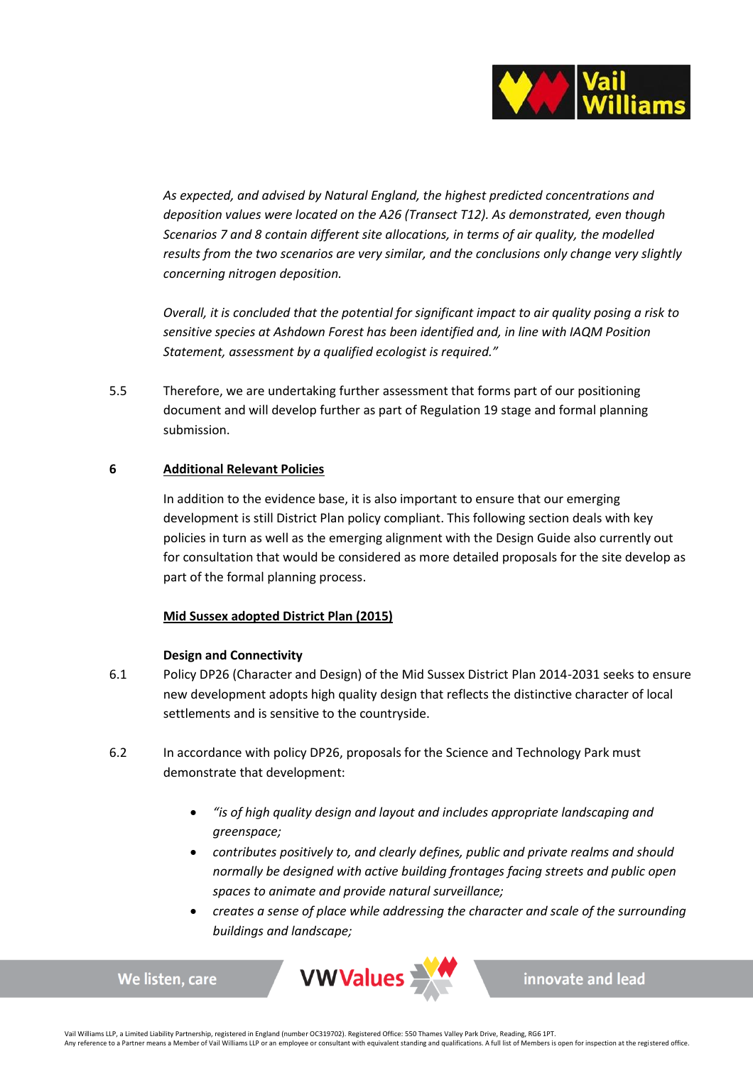*As expected, and advised by Natural England, the highest predicted concentrations and deposition values were located on the A26 (Transect T12). As demonstrated, even though Scenarios 7 and 8 contain different site allocations, in terms of air quality, the modelled results from the two scenarios are very similar, and the conclusions only change very slightly concerning nitrogen deposition.*

*Overall, it is concluded that the potential for significant impact to air quality posing a risk to sensitive species at Ashdown Forest has been identified and, in line with IAQM Position Statement, assessment by a qualified ecologist is required."*

5.5 Therefore, we are undertaking further assessment that forms part of our positioning document and will develop further as part of Regulation 19 stage and formal planning submission.

## 6 Additional Relevant Policies

In addition to the evidence base, it is also important to ensure that our emerging development is still District Plan policy compliant. This following section deals with key policies in turn as well as the emerging alignment with the Design Guide also currently out for consultation that would be considered as more detailed proposals for the site develop as part of the formal planning process.

### Mid Sussex adopted District Plan (2015)

**Design and Connectivity**

6.1 Policy DP26 (Character and Design) of the Mid Sussex District Plan 2014-2031 seeks to ensure new development adopts high quality design that reflects the distinctive character of local settlements and is sensitive to the countryside.

6.2 In accordance with policy DP26, proposals for the Science and Technology Park must demonstrate that development:

- *"is of high quality design and layout and includes appropriate landscaping and greenspace;*
- *contributes positively to, and clearly defines, public and private realms and should normally be designed with active building frontages facing streets and public open spaces to animate and provide natural surveillance;*
- *creates a sense of place while addressing the character and scale of the surrounding buildings and landscape;*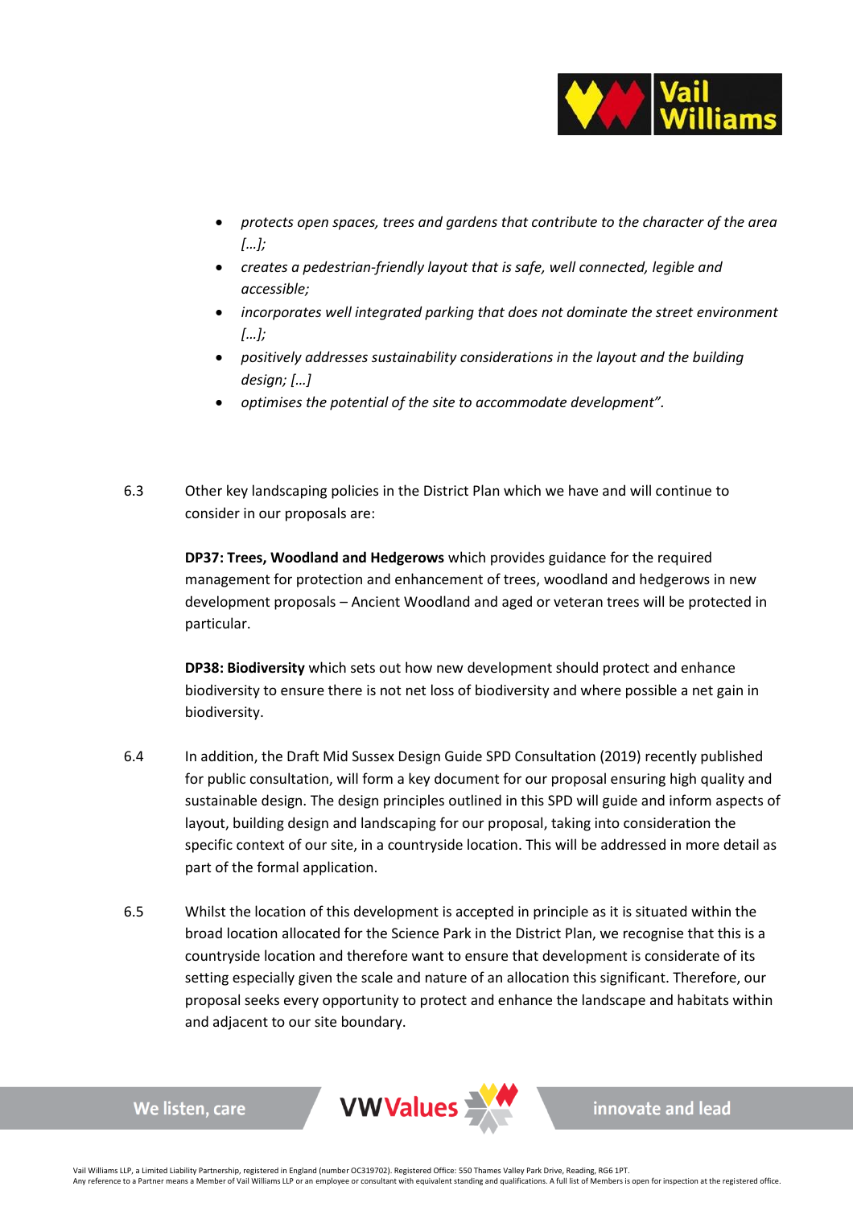- *protects open spaces, trees and gardens that contribute to the character of the area […];*
- *creates a pedestrian-friendly layout that is safe, well connected, legible and accessible;*
- *incorporates well integrated parking that does not dominate the street environment […];*
- *positively addresses sustainability considerations in the layout and the building design; […]*
- *optimises the potential of the site to accommodate development".*

6.3 Other key landscaping policies in the District Plan which we have and will continue to consider in our proposals are:

**DP37: Trees, Woodland and Hedgerows** which provides guidance for the required management for protection and enhancement of trees, woodland and hedgerows in new development proposals – Ancient Woodland and aged or veteran trees will be protected in particular.

**DP38: Biodiversity** which sets out how new development should protect and enhance biodiversity to ensure there is not net loss of biodiversity and where possible a net gain in biodiversity.

6.4 In addition, the Draft Mid Sussex Design Guide SPD Consultation (2019) recently published for public consultation, will form a key document for our proposal ensuring high quality and sustainable design. The design principles outlined in this SPD will guide and inform aspects of layout, building design and landscaping for our proposal, taking into consideration the specific context of our site, in a countryside location. This will be addressed in more detail as part of the formal application.

6.5 Whilst the location of this development is accepted in principle as it is situated within the broad location allocated for the Science Park in the District Plan, we recognise that this is a countryside location and therefore want to ensure that development is considerate of its setting especially given the scale and nature of an allocation this significant. Therefore, our proposal seeks every opportunity to protect and enhance the landscape and habitats within and adjacent to our site boundary.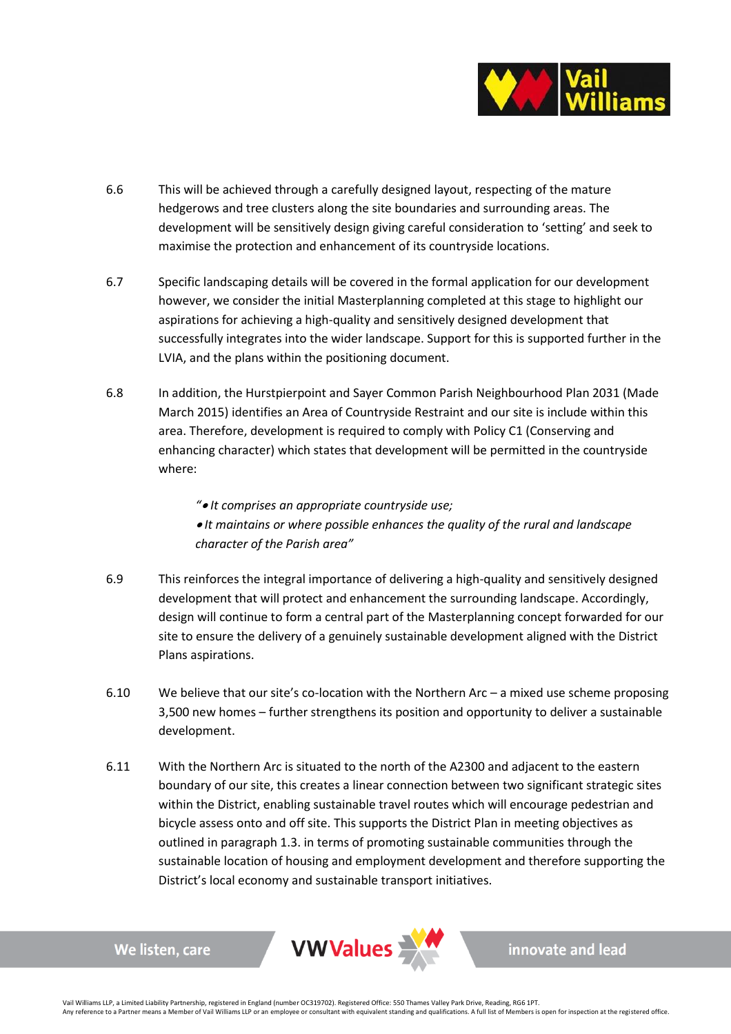6.6 This will be achieved through a carefully designed layout, respecting of the mature hedgerows and tree clusters along the site boundaries and surrounding areas. The development will be sensitively design giving careful consideration to 'setting' and seek to maximise the protection and enhancement of its countryside locations.

6.7 Specific landscaping details will be covered in the formal application for our development however, we consider the initial Masterplanning completed at this stage to highlight our aspirations for achieving a high-quality and sensitively designed development that successfully integrates into the wider landscape. Support for this is supported further in the LVIA, and the plans within the positioning document.

6.8 In addition, the Hurstpierpoint and Sayer Common Parish Neighbourhood Plan 2031 (Made March 2015) identifies an Area of Countryside Restraint and our site is include within this area. Therefore, development is required to comply with Policy C1 (Conserving and enhancing character) which states that development will be permitted in the countryside where:

> *"• It comprises an appropriate countryside use;*
> *• It maintains or where possible enhances the quality of the rural and landscape character of the Parish area"*

6.9 This reinforces the integral importance of delivering a high-quality and sensitively designed development that will protect and enhancement the surrounding landscape. Accordingly, design will continue to form a central part of the Masterplanning concept forwarded for our site to ensure the delivery of a genuinely sustainable development aligned with the District Plans aspirations.

6.10 We believe that our site's co-location with the Northern Arc – a mixed use scheme proposing 3,500 new homes – further strengthens its position and opportunity to deliver a sustainable development.

6.11 With the Northern Arc is situated to the north of the A2300 and adjacent to the eastern boundary of our site, this creates a linear connection between two significant strategic sites within the District, enabling sustainable travel routes which will encourage pedestrian and bicycle assess onto and off site. This supports the District Plan in meeting objectives as outlined in paragraph 1.3. in terms of promoting sustainable communities through the sustainable location of housing and employment development and therefore supporting the District's local economy and sustainable transport initiatives.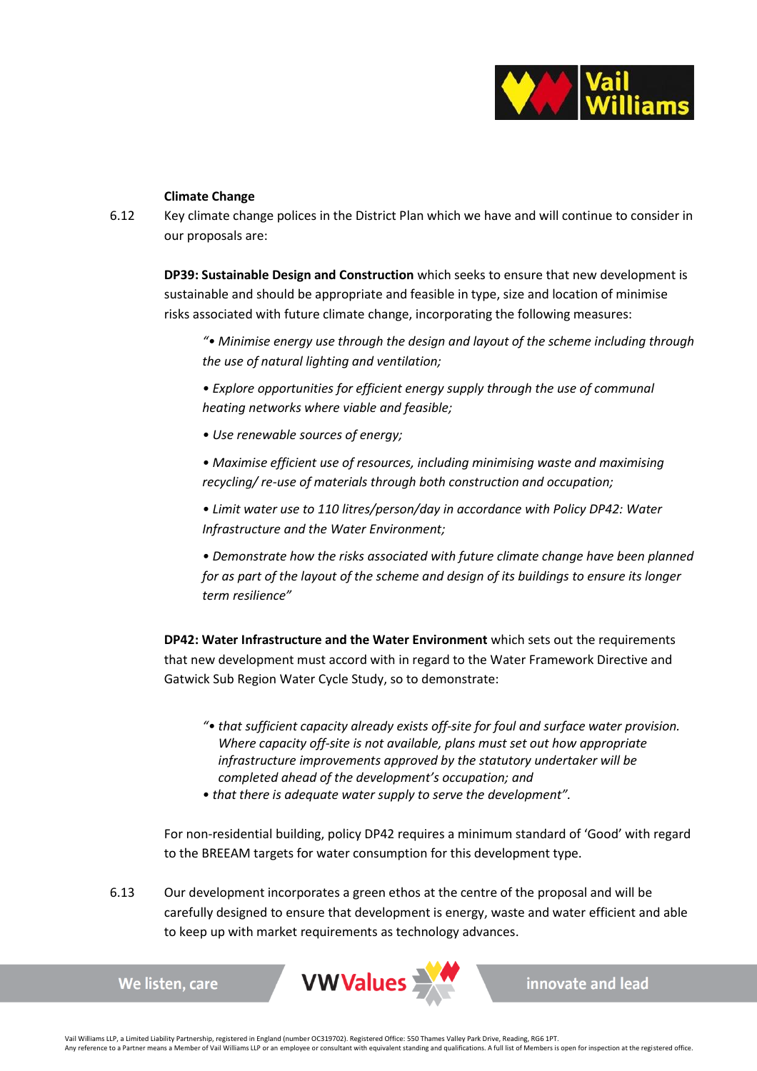**Climate Change**

6.12 Key climate change polices in the District Plan which we have and will continue to consider in our proposals are:

**DP39: Sustainable Design and Construction** which seeks to ensure that new development is sustainable and should be appropriate and feasible in type, size and location of minimise risks associated with future climate change, incorporating the following measures:

> *"• Minimise energy use through the design and layout of the scheme including through the use of natural lighting and ventilation;*
>
> *• Explore opportunities for efficient energy supply through the use of communal heating networks where viable and feasible;*
>
> *• Use renewable sources of energy;*
>
> *• Maximise efficient use of resources, including minimising waste and maximising recycling/ re-use of materials through both construction and occupation;*
>
> *• Limit water use to 110 litres/person/day in accordance with Policy DP42: Water Infrastructure and the Water Environment;*
>
> *• Demonstrate how the risks associated with future climate change have been planned for as part of the layout of the scheme and design of its buildings to ensure its longer term resilience"*

**DP42: Water Infrastructure and the Water Environment** which sets out the requirements that new development must accord with in regard to the Water Framework Directive and Gatwick Sub Region Water Cycle Study, so to demonstrate:

> *"• that sufficient capacity already exists off-site for foul and surface water provision. Where capacity off-site is not available, plans must set out how appropriate infrastructure improvements approved by the statutory undertaker will be completed ahead of the development's occupation; and*
>
> *• that there is adequate water supply to serve the development".*

For non-residential building, policy DP42 requires a minimum standard of 'Good' with regard to the BREEAM targets for water consumption for this development type.

6.13 Our development incorporates a green ethos at the centre of the proposal and will be carefully designed to ensure that development is energy, waste and water efficient and able to keep up with market requirements as technology advances.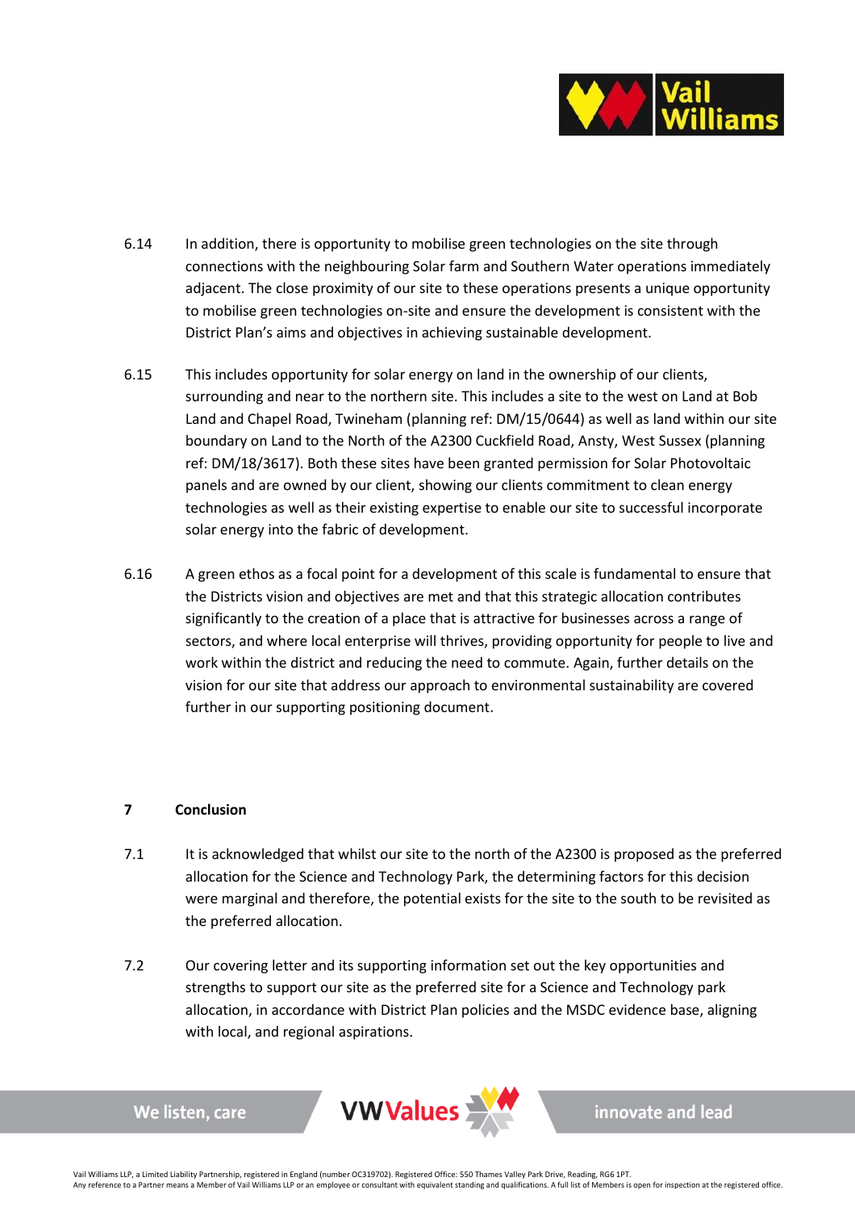6.14 In addition, there is opportunity to mobilise green technologies on the site through connections with the neighbouring Solar farm and Southern Water operations immediately adjacent. The close proximity of our site to these operations presents a unique opportunity to mobilise green technologies on-site and ensure the development is consistent with the District Plan's aims and objectives in achieving sustainable development.

6.15 This includes opportunity for solar energy on land in the ownership of our clients, surrounding and near to the northern site. This includes a site to the west on Land at Bob Land and Chapel Road, Twineham (planning ref: DM/15/0644) as well as land within our site boundary on Land to the North of the A2300 Cuckfield Road, Ansty, West Sussex (planning ref: DM/18/3617). Both these sites have been granted permission for Solar Photovoltaic panels and are owned by our client, showing our clients commitment to clean energy technologies as well as their existing expertise to enable our site to successful incorporate solar energy into the fabric of development.

6.16 A green ethos as a focal point for a development of this scale is fundamental to ensure that the Districts vision and objectives are met and that this strategic allocation contributes significantly to the creation of a place that is attractive for businesses across a range of sectors, and where local enterprise will thrives, providing opportunity for people to live and work within the district and reducing the need to commute. Again, further details on the vision for our site that address our approach to environmental sustainability are covered further in our supporting positioning document.

## 7 Conclusion

7.1 It is acknowledged that whilst our site to the north of the A2300 is proposed as the preferred allocation for the Science and Technology Park, the determining factors for this decision were marginal and therefore, the potential exists for the site to the south to be revisited as the preferred allocation.

7.2 Our covering letter and its supporting information set out the key opportunities and strengths to support our site as the preferred site for a Science and Technology park allocation, in accordance with District Plan policies and the MSDC evidence base, aligning with local, and regional aspirations.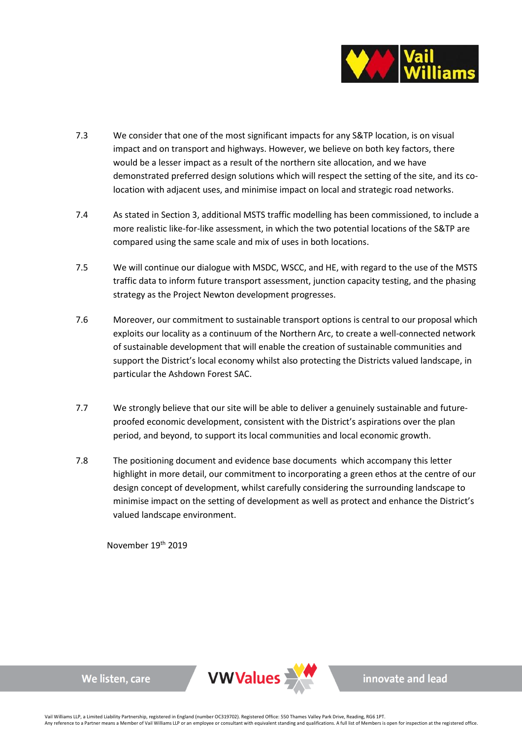7.3 We consider that one of the most significant impacts for any S&TP location, is on visual impact and on transport and highways. However, we believe on both key factors, there would be a lesser impact as a result of the northern site allocation, and we have demonstrated preferred design solutions which will respect the setting of the site, and its co-location with adjacent uses, and minimise impact on local and strategic road networks.

7.4 As stated in Section 3, additional MSTS traffic modelling has been commissioned, to include a more realistic like-for-like assessment, in which the two potential locations of the S&TP are compared using the same scale and mix of uses in both locations.

7.5 We will continue our dialogue with MSDC, WSCC, and HE, with regard to the use of the MSTS traffic data to inform future transport assessment, junction capacity testing, and the phasing strategy as the Project Newton development progresses.

7.6 Moreover, our commitment to sustainable transport options is central to our proposal which exploits our locality as a continuum of the Northern Arc, to create a well-connected network of sustainable development that will enable the creation of sustainable communities and support the District's local economy whilst also protecting the Districts valued landscape, in particular the Ashdown Forest SAC.

7.7 We strongly believe that our site will be able to deliver a genuinely sustainable and future-proofed economic development, consistent with the District's aspirations over the plan period, and beyond, to support its local communities and local economic growth.

7.8 The positioning document and evidence base documents which accompany this letter highlight in more detail, our commitment to incorporating a green ethos at the centre of our design concept of development, whilst carefully considering the surrounding landscape to minimise impact on the setting of development as well as protect and enhance the District's valued landscape environment.

November 19th 2019